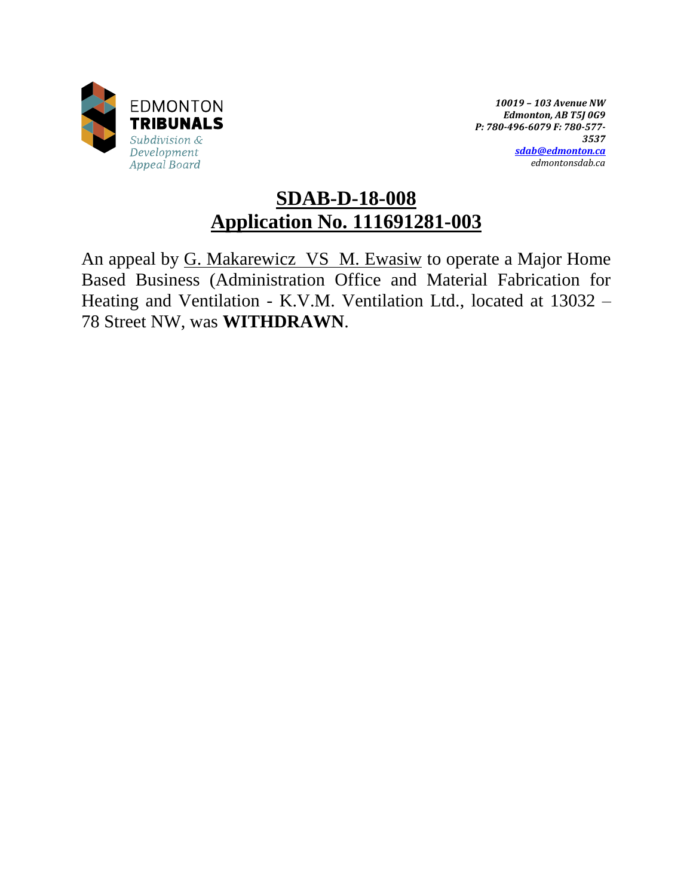EDMONTON
**TRIBUNALS**
*Subdivision & Development Appeal Board*

***10019 – 103 Avenue NW***
***Edmonton, AB T5J 0G9***
***P: 780-496-6079 F: 780-577-3537***
***sdab@edmonton.ca***
*edmontonsdab.ca*

# SDAB-D-18-008
# Application No. 111691281-003

An appeal by G. Makarewicz VS M. Ewasiw to operate a Major Home Based Business (Administration Office and Material Fabrication for Heating and Ventilation - K.V.M. Ventilation Ltd., located at 13032 – 78 Street NW, was **WITHDRAWN**.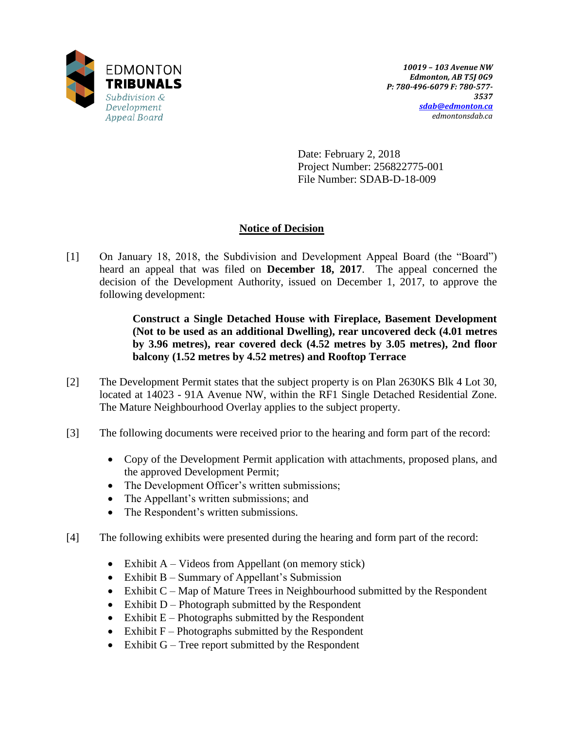EDMONTON **TRIBUNALS**
*Subdivision & Development Appeal Board*

***10019 – 103 Avenue NW***
***Edmonton, AB T5J 0G9***
***P: 780-496-6079 F: 780-577-3537***
***sdab@edmonton.ca***
*edmontonsdab.ca*

Date: February 2, 2018
Project Number: 256822775-001
File Number: SDAB-D-18-009

## Notice of Decision

[1] On January 18, 2018, the Subdivision and Development Appeal Board (the "Board") heard an appeal that was filed on **December 18, 2017**. The appeal concerned the decision of the Development Authority, issued on December 1, 2017, to approve the following development:

> **Construct a Single Detached House with Fireplace, Basement Development (Not to be used as an additional Dwelling), rear uncovered deck (4.01 metres by 3.96 metres), rear covered deck (4.52 metres by 3.05 metres), 2nd floor balcony (1.52 metres by 4.52 metres) and Rooftop Terrace**

[2] The Development Permit states that the subject property is on Plan 2630KS Blk 4 Lot 30, located at 14023 - 91A Avenue NW, within the RF1 Single Detached Residential Zone. The Mature Neighbourhood Overlay applies to the subject property.

[3] The following documents were received prior to the hearing and form part of the record:

- Copy of the Development Permit application with attachments, proposed plans, and the approved Development Permit;
- The Development Officer's written submissions;
- The Appellant's written submissions; and
- The Respondent's written submissions.

[4] The following exhibits were presented during the hearing and form part of the record:

- Exhibit A – Videos from Appellant (on memory stick)
- Exhibit B – Summary of Appellant's Submission
- Exhibit C – Map of Mature Trees in Neighbourhood submitted by the Respondent
- Exhibit D – Photograph submitted by the Respondent
- Exhibit E – Photographs submitted by the Respondent
- Exhibit F – Photographs submitted by the Respondent
- Exhibit G – Tree report submitted by the Respondent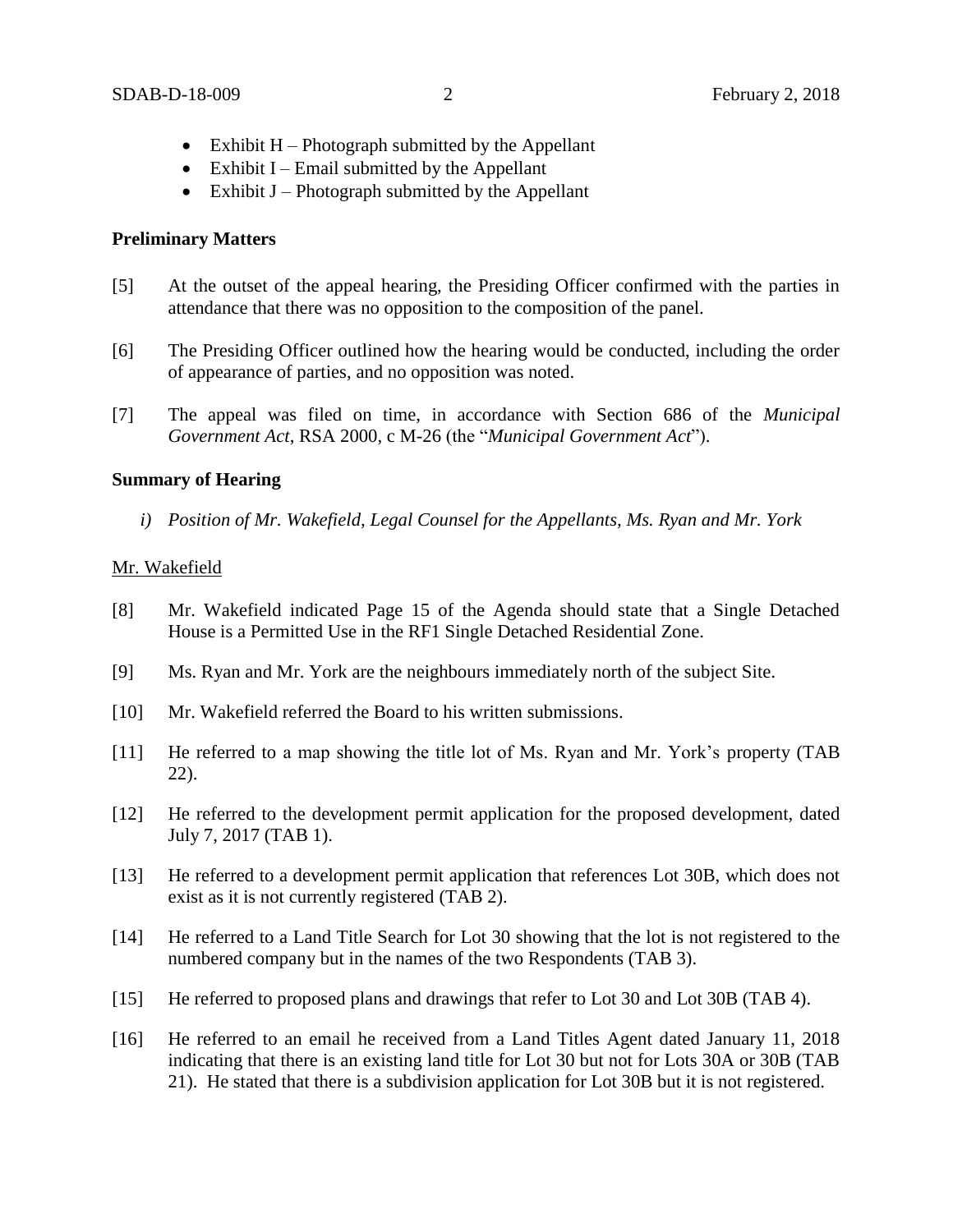- Exhibit H – Photograph submitted by the Appellant
- Exhibit I – Email submitted by the Appellant
- Exhibit J – Photograph submitted by the Appellant

**Preliminary Matters**

[5] At the outset of the appeal hearing, the Presiding Officer confirmed with the parties in attendance that there was no opposition to the composition of the panel.

[6] The Presiding Officer outlined how the hearing would be conducted, including the order of appearance of parties, and no opposition was noted.

[7] The appeal was filed on time, in accordance with Section 686 of the *Municipal Government Act*, RSA 2000, c M-26 (the "*Municipal Government Act*").

**Summary of Hearing**

*i) Position of Mr. Wakefield, Legal Counsel for the Appellants, Ms. Ryan and Mr. York*

<u>Mr. Wakefield</u>

[8] Mr. Wakefield indicated Page 15 of the Agenda should state that a Single Detached House is a Permitted Use in the RF1 Single Detached Residential Zone.

[9] Ms. Ryan and Mr. York are the neighbours immediately north of the subject Site.

[10] Mr. Wakefield referred the Board to his written submissions.

[11] He referred to a map showing the title lot of Ms. Ryan and Mr. York's property (TAB 22).

[12] He referred to the development permit application for the proposed development, dated July 7, 2017 (TAB 1).

[13] He referred to a development permit application that references Lot 30B, which does not exist as it is not currently registered (TAB 2).

[14] He referred to a Land Title Search for Lot 30 showing that the lot is not registered to the numbered company but in the names of the two Respondents (TAB 3).

[15] He referred to proposed plans and drawings that refer to Lot 30 and Lot 30B (TAB 4).

[16] He referred to an email he received from a Land Titles Agent dated January 11, 2018 indicating that there is an existing land title for Lot 30 but not for Lots 30A or 30B (TAB 21). He stated that there is a subdivision application for Lot 30B but it is not registered.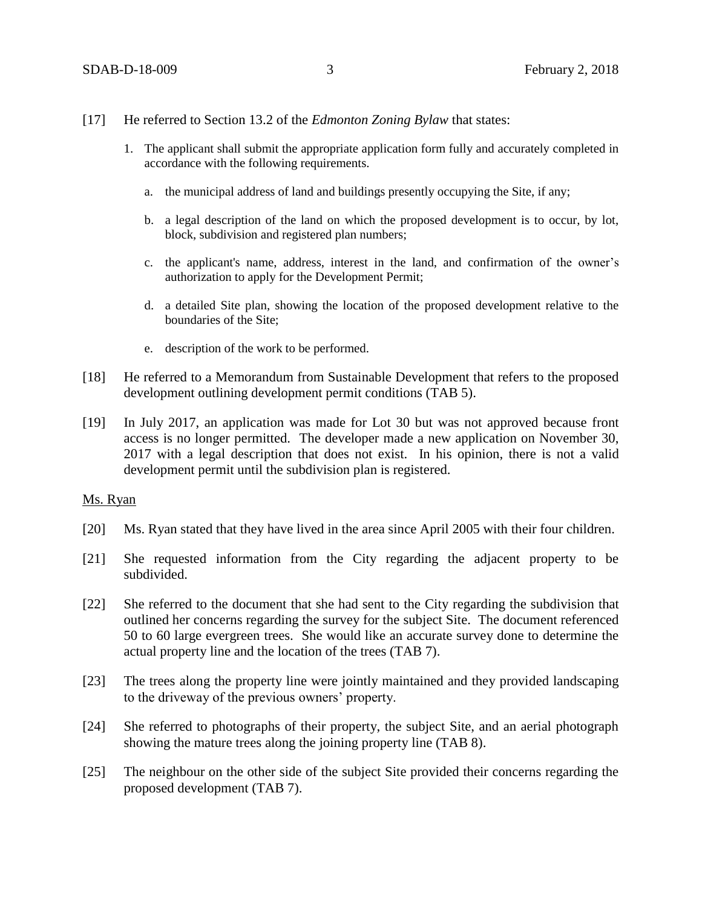[17] He referred to Section 13.2 of the *Edmonton Zoning Bylaw* that states:

1. The applicant shall submit the appropriate application form fully and accurately completed in accordance with the following requirements.

   a. the municipal address of land and buildings presently occupying the Site, if any;

   b. a legal description of the land on which the proposed development is to occur, by lot, block, subdivision and registered plan numbers;

   c. the applicant's name, address, interest in the land, and confirmation of the owner's authorization to apply for the Development Permit;

   d. a detailed Site plan, showing the location of the proposed development relative to the boundaries of the Site;

   e. description of the work to be performed.

[18] He referred to a Memorandum from Sustainable Development that refers to the proposed development outlining development permit conditions (TAB 5).

[19] In July 2017, an application was made for Lot 30 but was not approved because front access is no longer permitted. The developer made a new application on November 30, 2017 with a legal description that does not exist. In his opinion, there is not a valid development permit until the subdivision plan is registered.

Ms. Ryan

[20] Ms. Ryan stated that they have lived in the area since April 2005 with their four children.

[21] She requested information from the City regarding the adjacent property to be subdivided.

[22] She referred to the document that she had sent to the City regarding the subdivision that outlined her concerns regarding the survey for the subject Site. The document referenced 50 to 60 large evergreen trees. She would like an accurate survey done to determine the actual property line and the location of the trees (TAB 7).

[23] The trees along the property line were jointly maintained and they provided landscaping to the driveway of the previous owners' property.

[24] She referred to photographs of their property, the subject Site, and an aerial photograph showing the mature trees along the joining property line (TAB 8).

[25] The neighbour on the other side of the subject Site provided their concerns regarding the proposed development (TAB 7).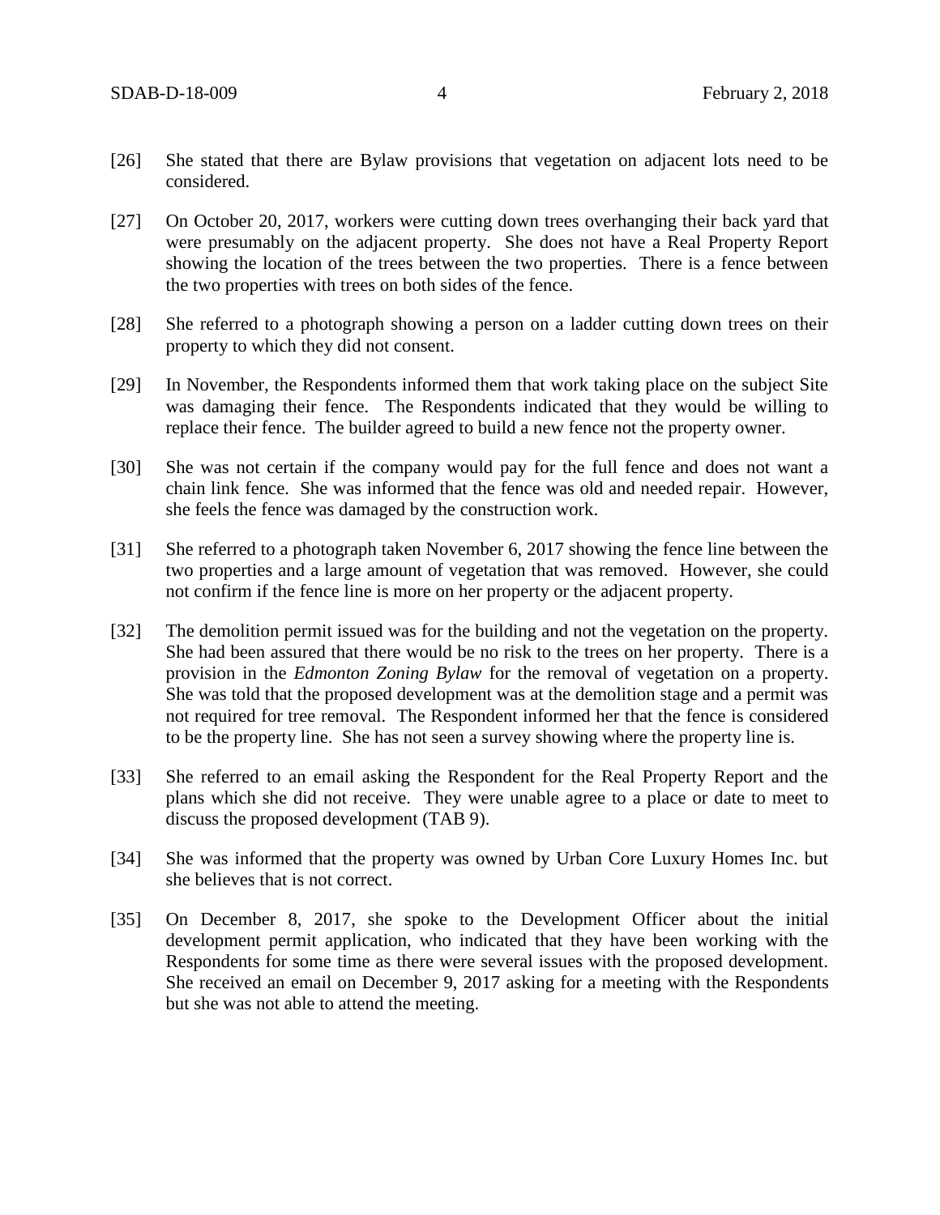[26] She stated that there are Bylaw provisions that vegetation on adjacent lots need to be considered.

[27] On October 20, 2017, workers were cutting down trees overhanging their back yard that were presumably on the adjacent property. She does not have a Real Property Report showing the location of the trees between the two properties. There is a fence between the two properties with trees on both sides of the fence.

[28] She referred to a photograph showing a person on a ladder cutting down trees on their property to which they did not consent.

[29] In November, the Respondents informed them that work taking place on the subject Site was damaging their fence. The Respondents indicated that they would be willing to replace their fence. The builder agreed to build a new fence not the property owner.

[30] She was not certain if the company would pay for the full fence and does not want a chain link fence. She was informed that the fence was old and needed repair. However, she feels the fence was damaged by the construction work.

[31] She referred to a photograph taken November 6, 2017 showing the fence line between the two properties and a large amount of vegetation that was removed. However, she could not confirm if the fence line is more on her property or the adjacent property.

[32] The demolition permit issued was for the building and not the vegetation on the property. She had been assured that there would be no risk to the trees on her property. There is a provision in the *Edmonton Zoning Bylaw* for the removal of vegetation on a property. She was told that the proposed development was at the demolition stage and a permit was not required for tree removal. The Respondent informed her that the fence is considered to be the property line. She has not seen a survey showing where the property line is.

[33] She referred to an email asking the Respondent for the Real Property Report and the plans which she did not receive. They were unable agree to a place or date to meet to discuss the proposed development (TAB 9).

[34] She was informed that the property was owned by Urban Core Luxury Homes Inc. but she believes that is not correct.

[35] On December 8, 2017, she spoke to the Development Officer about the initial development permit application, who indicated that they have been working with the Respondents for some time as there were several issues with the proposed development. She received an email on December 9, 2017 asking for a meeting with the Respondents but she was not able to attend the meeting.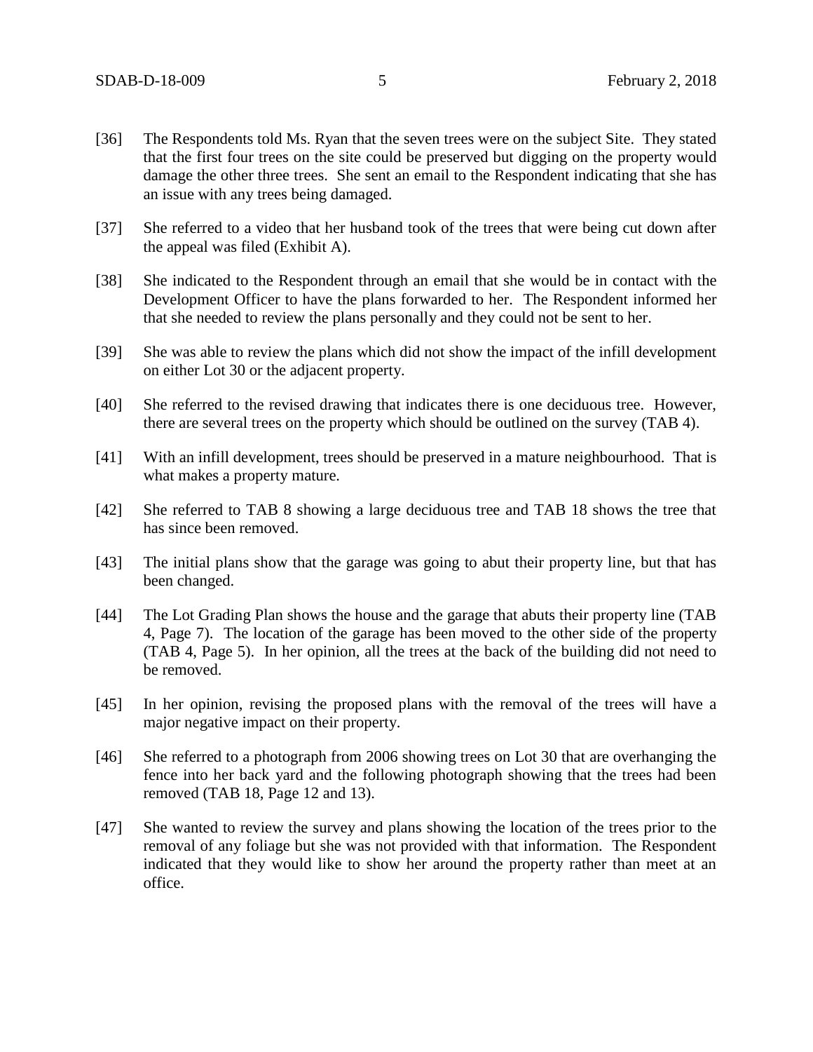[36] The Respondents told Ms. Ryan that the seven trees were on the subject Site. They stated that the first four trees on the site could be preserved but digging on the property would damage the other three trees. She sent an email to the Respondent indicating that she has an issue with any trees being damaged.

[37] She referred to a video that her husband took of the trees that were being cut down after the appeal was filed (Exhibit A).

[38] She indicated to the Respondent through an email that she would be in contact with the Development Officer to have the plans forwarded to her. The Respondent informed her that she needed to review the plans personally and they could not be sent to her.

[39] She was able to review the plans which did not show the impact of the infill development on either Lot 30 or the adjacent property.

[40] She referred to the revised drawing that indicates there is one deciduous tree. However, there are several trees on the property which should be outlined on the survey (TAB 4).

[41] With an infill development, trees should be preserved in a mature neighbourhood. That is what makes a property mature.

[42] She referred to TAB 8 showing a large deciduous tree and TAB 18 shows the tree that has since been removed.

[43] The initial plans show that the garage was going to abut their property line, but that has been changed.

[44] The Lot Grading Plan shows the house and the garage that abuts their property line (TAB 4, Page 7). The location of the garage has been moved to the other side of the property (TAB 4, Page 5). In her opinion, all the trees at the back of the building did not need to be removed.

[45] In her opinion, revising the proposed plans with the removal of the trees will have a major negative impact on their property.

[46] She referred to a photograph from 2006 showing trees on Lot 30 that are overhanging the fence into her back yard and the following photograph showing that the trees had been removed (TAB 18, Page 12 and 13).

[47] She wanted to review the survey and plans showing the location of the trees prior to the removal of any foliage but she was not provided with that information. The Respondent indicated that they would like to show her around the property rather than meet at an office.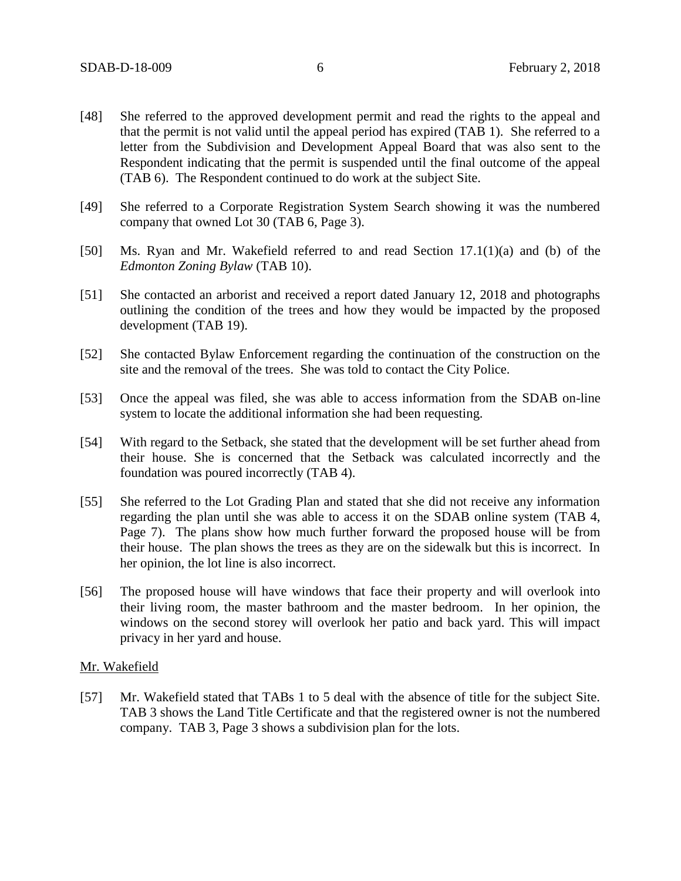[48] She referred to the approved development permit and read the rights to the appeal and that the permit is not valid until the appeal period has expired (TAB 1). She referred to a letter from the Subdivision and Development Appeal Board that was also sent to the Respondent indicating that the permit is suspended until the final outcome of the appeal (TAB 6). The Respondent continued to do work at the subject Site.

[49] She referred to a Corporate Registration System Search showing it was the numbered company that owned Lot 30 (TAB 6, Page 3).

[50] Ms. Ryan and Mr. Wakefield referred to and read Section 17.1(1)(a) and (b) of the *Edmonton Zoning Bylaw* (TAB 10).

[51] She contacted an arborist and received a report dated January 12, 2018 and photographs outlining the condition of the trees and how they would be impacted by the proposed development (TAB 19).

[52] She contacted Bylaw Enforcement regarding the continuation of the construction on the site and the removal of the trees. She was told to contact the City Police.

[53] Once the appeal was filed, she was able to access information from the SDAB on-line system to locate the additional information she had been requesting.

[54] With regard to the Setback, she stated that the development will be set further ahead from their house. She is concerned that the Setback was calculated incorrectly and the foundation was poured incorrectly (TAB 4).

[55] She referred to the Lot Grading Plan and stated that she did not receive any information regarding the plan until she was able to access it on the SDAB online system (TAB 4, Page 7). The plans show how much further forward the proposed house will be from their house. The plan shows the trees as they are on the sidewalk but this is incorrect. In her opinion, the lot line is also incorrect.

[56] The proposed house will have windows that face their property and will overlook into their living room, the master bathroom and the master bedroom. In her opinion, the windows on the second storey will overlook her patio and back yard. This will impact privacy in her yard and house.

Mr. Wakefield

[57] Mr. Wakefield stated that TABs 1 to 5 deal with the absence of title for the subject Site. TAB 3 shows the Land Title Certificate and that the registered owner is not the numbered company. TAB 3, Page 3 shows a subdivision plan for the lots.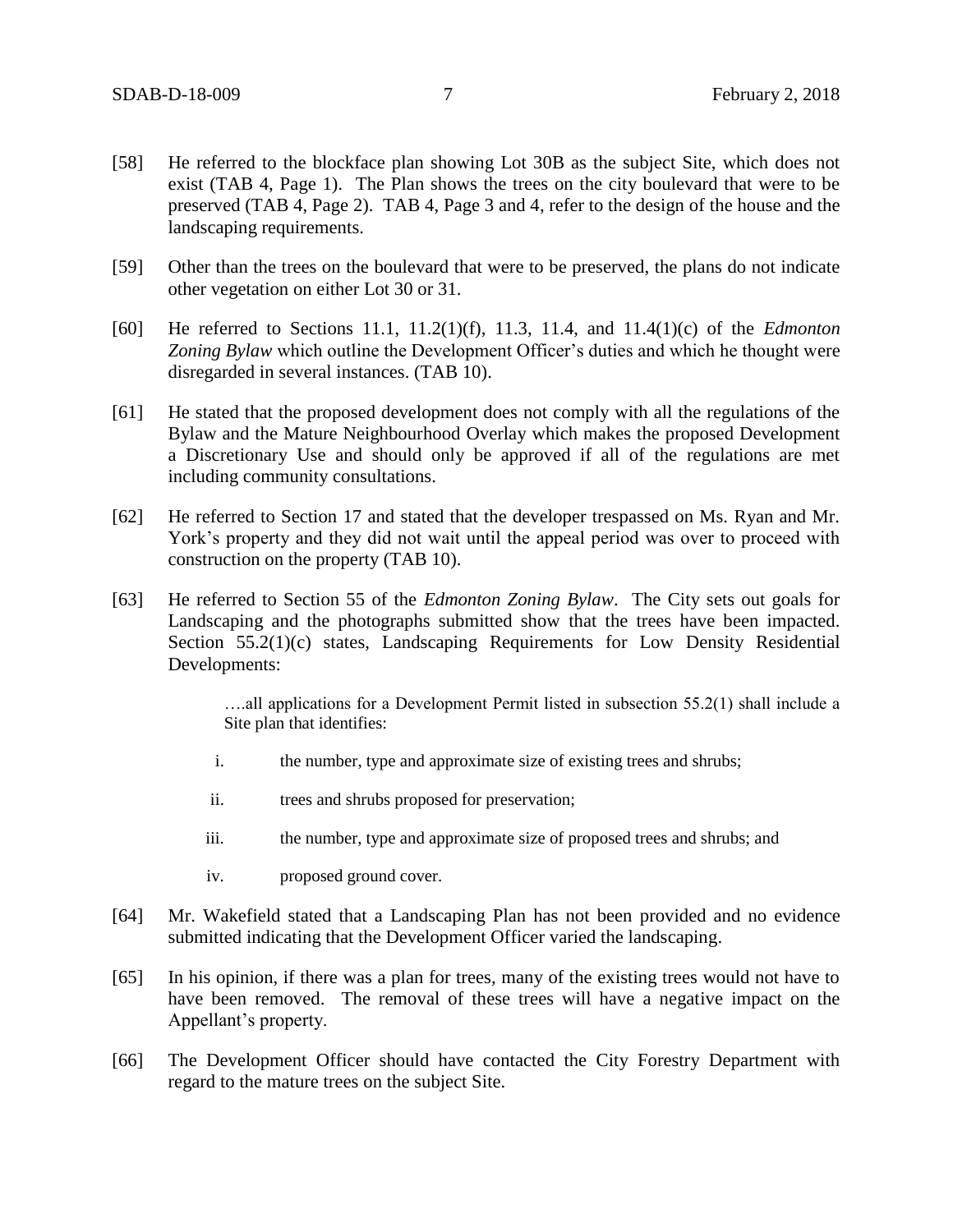[58] He referred to the blockface plan showing Lot 30B as the subject Site, which does not exist (TAB 4, Page 1). The Plan shows the trees on the city boulevard that were to be preserved (TAB 4, Page 2). TAB 4, Page 3 and 4, refer to the design of the house and the landscaping requirements.

[59] Other than the trees on the boulevard that were to be preserved, the plans do not indicate other vegetation on either Lot 30 or 31.

[60] He referred to Sections 11.1, 11.2(1)(f), 11.3, 11.4, and 11.4(1)(c) of the *Edmonton Zoning Bylaw* which outline the Development Officer's duties and which he thought were disregarded in several instances. (TAB 10).

[61] He stated that the proposed development does not comply with all the regulations of the Bylaw and the Mature Neighbourhood Overlay which makes the proposed Development a Discretionary Use and should only be approved if all of the regulations are met including community consultations.

[62] He referred to Section 17 and stated that the developer trespassed on Ms. Ryan and Mr. York's property and they did not wait until the appeal period was over to proceed with construction on the property (TAB 10).

[63] He referred to Section 55 of the *Edmonton Zoning Bylaw*. The City sets out goals for Landscaping and the photographs submitted show that the trees have been impacted. Section 55.2(1)(c) states, Landscaping Requirements for Low Density Residential Developments:

> ….all applications for a Development Permit listed in subsection 55.2(1) shall include a Site plan that identifies:
>
> i. the number, type and approximate size of existing trees and shrubs;
>
> ii. trees and shrubs proposed for preservation;
>
> iii. the number, type and approximate size of proposed trees and shrubs; and
>
> iv. proposed ground cover.

[64] Mr. Wakefield stated that a Landscaping Plan has not been provided and no evidence submitted indicating that the Development Officer varied the landscaping.

[65] In his opinion, if there was a plan for trees, many of the existing trees would not have to have been removed. The removal of these trees will have a negative impact on the Appellant's property.

[66] The Development Officer should have contacted the City Forestry Department with regard to the mature trees on the subject Site.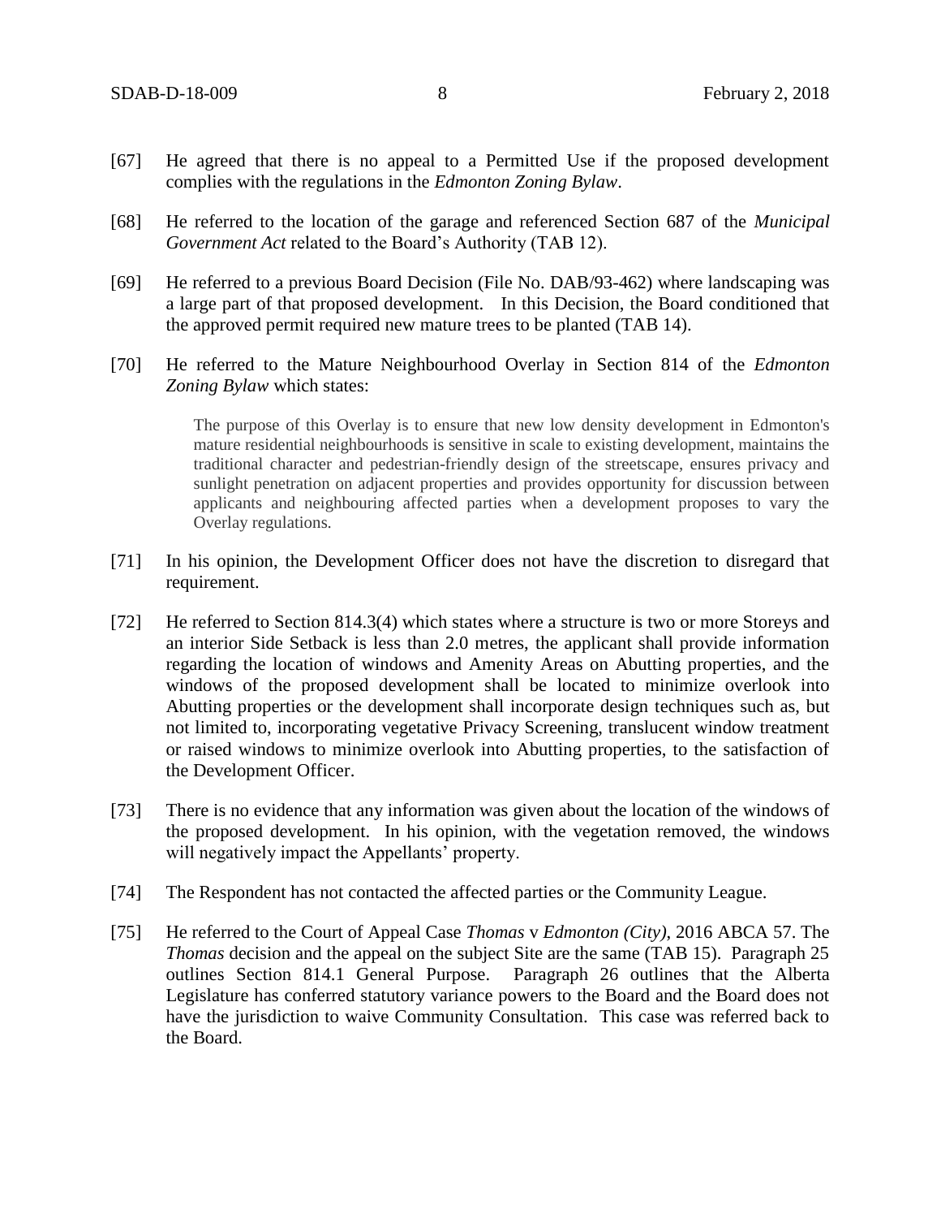[67] He agreed that there is no appeal to a Permitted Use if the proposed development complies with the regulations in the *Edmonton Zoning Bylaw*.

[68] He referred to the location of the garage and referenced Section 687 of the *Municipal Government Act* related to the Board's Authority (TAB 12).

[69] He referred to a previous Board Decision (File No. DAB/93-462) where landscaping was a large part of that proposed development. In this Decision, the Board conditioned that the approved permit required new mature trees to be planted (TAB 14).

[70] He referred to the Mature Neighbourhood Overlay in Section 814 of the *Edmonton Zoning Bylaw* which states:

> The purpose of this Overlay is to ensure that new low density development in Edmonton's mature residential neighbourhoods is sensitive in scale to existing development, maintains the traditional character and pedestrian-friendly design of the streetscape, ensures privacy and sunlight penetration on adjacent properties and provides opportunity for discussion between applicants and neighbouring affected parties when a development proposes to vary the Overlay regulations.

[71] In his opinion, the Development Officer does not have the discretion to disregard that requirement.

[72] He referred to Section 814.3(4) which states where a structure is two or more Storeys and an interior Side Setback is less than 2.0 metres, the applicant shall provide information regarding the location of windows and Amenity Areas on Abutting properties, and the windows of the proposed development shall be located to minimize overlook into Abutting properties or the development shall incorporate design techniques such as, but not limited to, incorporating vegetative Privacy Screening, translucent window treatment or raised windows to minimize overlook into Abutting properties, to the satisfaction of the Development Officer.

[73] There is no evidence that any information was given about the location of the windows of the proposed development. In his opinion, with the vegetation removed, the windows will negatively impact the Appellants' property.

[74] The Respondent has not contacted the affected parties or the Community League.

[75] He referred to the Court of Appeal Case *Thomas* v *Edmonton (City)*, 2016 ABCA 57. The *Thomas* decision and the appeal on the subject Site are the same (TAB 15). Paragraph 25 outlines Section 814.1 General Purpose. Paragraph 26 outlines that the Alberta Legislature has conferred statutory variance powers to the Board and the Board does not have the jurisdiction to waive Community Consultation. This case was referred back to the Board.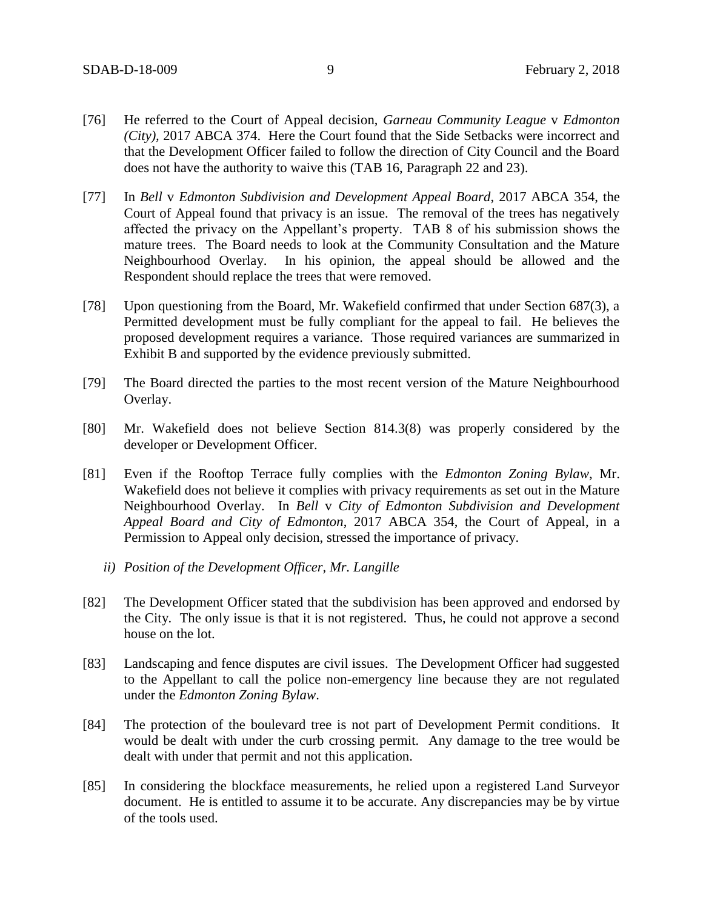[76] He referred to the Court of Appeal decision, *Garneau Community League* v *Edmonton (City)*, 2017 ABCA 374. Here the Court found that the Side Setbacks were incorrect and that the Development Officer failed to follow the direction of City Council and the Board does not have the authority to waive this (TAB 16, Paragraph 22 and 23).

[77] In *Bell* v *Edmonton Subdivision and Development Appeal Board*, 2017 ABCA 354, the Court of Appeal found that privacy is an issue. The removal of the trees has negatively affected the privacy on the Appellant's property. TAB 8 of his submission shows the mature trees. The Board needs to look at the Community Consultation and the Mature Neighbourhood Overlay. In his opinion, the appeal should be allowed and the Respondent should replace the trees that were removed.

[78] Upon questioning from the Board, Mr. Wakefield confirmed that under Section 687(3), a Permitted development must be fully compliant for the appeal to fail. He believes the proposed development requires a variance. Those required variances are summarized in Exhibit B and supported by the evidence previously submitted.

[79] The Board directed the parties to the most recent version of the Mature Neighbourhood Overlay.

[80] Mr. Wakefield does not believe Section 814.3(8) was properly considered by the developer or Development Officer.

[81] Even if the Rooftop Terrace fully complies with the *Edmonton Zoning Bylaw*, Mr. Wakefield does not believe it complies with privacy requirements as set out in the Mature Neighbourhood Overlay. In *Bell* v *City of Edmonton Subdivision and Development Appeal Board and City of Edmonton*, 2017 ABCA 354, the Court of Appeal, in a Permission to Appeal only decision, stressed the importance of privacy.

*ii) Position of the Development Officer, Mr. Langille*

[82] The Development Officer stated that the subdivision has been approved and endorsed by the City. The only issue is that it is not registered. Thus, he could not approve a second house on the lot.

[83] Landscaping and fence disputes are civil issues. The Development Officer had suggested to the Appellant to call the police non-emergency line because they are not regulated under the *Edmonton Zoning Bylaw*.

[84] The protection of the boulevard tree is not part of Development Permit conditions. It would be dealt with under the curb crossing permit. Any damage to the tree would be dealt with under that permit and not this application.

[85] In considering the blockface measurements, he relied upon a registered Land Surveyor document. He is entitled to assume it to be accurate. Any discrepancies may be by virtue of the tools used.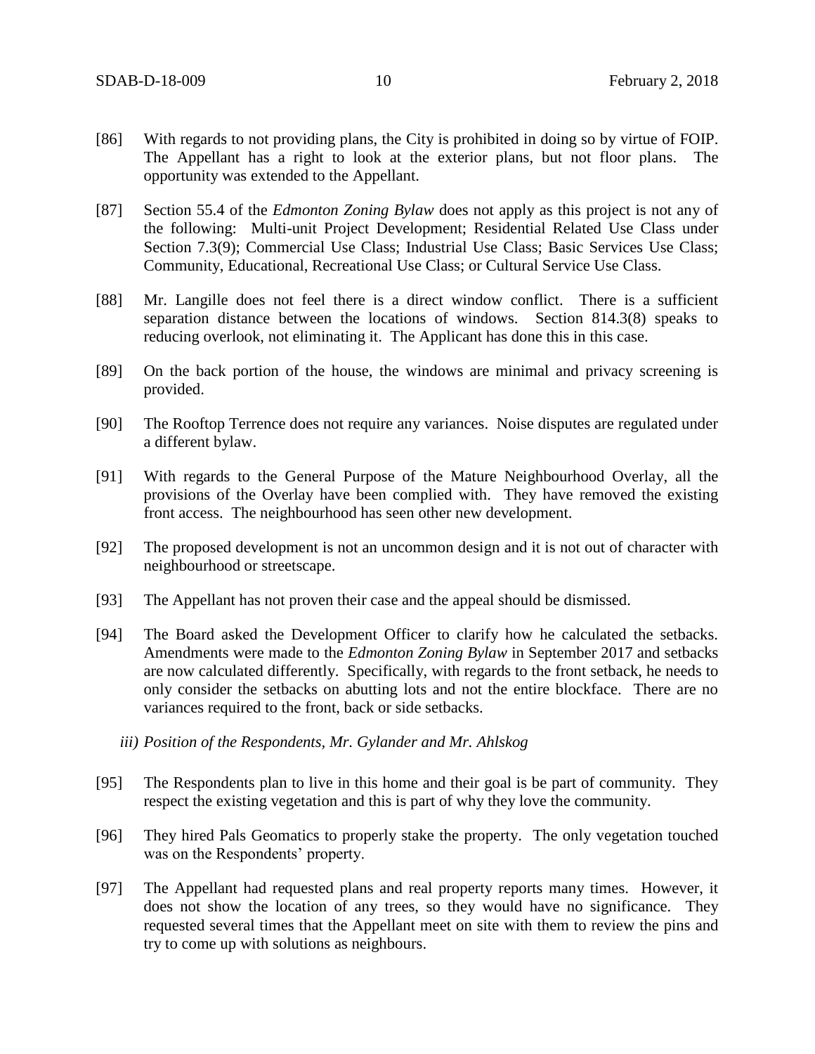[86] With regards to not providing plans, the City is prohibited in doing so by virtue of FOIP. The Appellant has a right to look at the exterior plans, but not floor plans. The opportunity was extended to the Appellant.

[87] Section 55.4 of the *Edmonton Zoning Bylaw* does not apply as this project is not any of the following: Multi-unit Project Development; Residential Related Use Class under Section 7.3(9); Commercial Use Class; Industrial Use Class; Basic Services Use Class; Community, Educational, Recreational Use Class; or Cultural Service Use Class.

[88] Mr. Langille does not feel there is a direct window conflict. There is a sufficient separation distance between the locations of windows. Section 814.3(8) speaks to reducing overlook, not eliminating it. The Applicant has done this in this case.

[89] On the back portion of the house, the windows are minimal and privacy screening is provided.

[90] The Rooftop Terrence does not require any variances. Noise disputes are regulated under a different bylaw.

[91] With regards to the General Purpose of the Mature Neighbourhood Overlay, all the provisions of the Overlay have been complied with. They have removed the existing front access. The neighbourhood has seen other new development.

[92] The proposed development is not an uncommon design and it is not out of character with neighbourhood or streetscape.

[93] The Appellant has not proven their case and the appeal should be dismissed.

[94] The Board asked the Development Officer to clarify how he calculated the setbacks. Amendments were made to the *Edmonton Zoning Bylaw* in September 2017 and setbacks are now calculated differently. Specifically, with regards to the front setback, he needs to only consider the setbacks on abutting lots and not the entire blockface. There are no variances required to the front, back or side setbacks.

*iii) Position of the Respondents, Mr. Gylander and Mr. Ahlskog*

[95] The Respondents plan to live in this home and their goal is be part of community. They respect the existing vegetation and this is part of why they love the community.

[96] They hired Pals Geomatics to properly stake the property. The only vegetation touched was on the Respondents' property.

[97] The Appellant had requested plans and real property reports many times. However, it does not show the location of any trees, so they would have no significance. They requested several times that the Appellant meet on site with them to review the pins and try to come up with solutions as neighbours.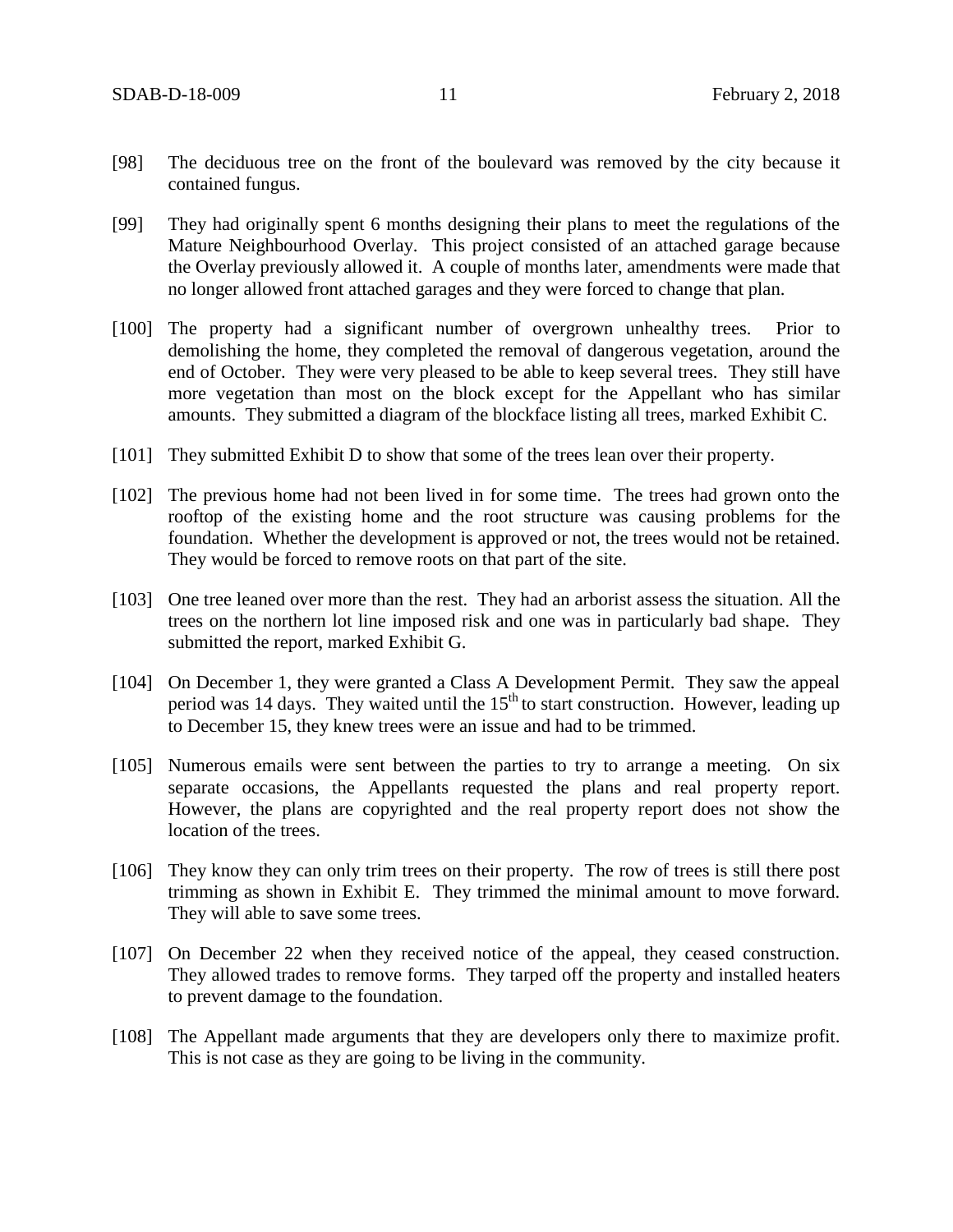[98] The deciduous tree on the front of the boulevard was removed by the city because it contained fungus.

[99] They had originally spent 6 months designing their plans to meet the regulations of the Mature Neighbourhood Overlay. This project consisted of an attached garage because the Overlay previously allowed it. A couple of months later, amendments were made that no longer allowed front attached garages and they were forced to change that plan.

[100] The property had a significant number of overgrown unhealthy trees. Prior to demolishing the home, they completed the removal of dangerous vegetation, around the end of October. They were very pleased to be able to keep several trees. They still have more vegetation than most on the block except for the Appellant who has similar amounts. They submitted a diagram of the blockface listing all trees, marked Exhibit C.

[101] They submitted Exhibit D to show that some of the trees lean over their property.

[102] The previous home had not been lived in for some time. The trees had grown onto the rooftop of the existing home and the root structure was causing problems for the foundation. Whether the development is approved or not, the trees would not be retained. They would be forced to remove roots on that part of the site.

[103] One tree leaned over more than the rest. They had an arborist assess the situation. All the trees on the northern lot line imposed risk and one was in particularly bad shape. They submitted the report, marked Exhibit G.

[104] On December 1, they were granted a Class A Development Permit. They saw the appeal period was 14 days. They waited until the 15th to start construction. However, leading up to December 15, they knew trees were an issue and had to be trimmed.

[105] Numerous emails were sent between the parties to try to arrange a meeting. On six separate occasions, the Appellants requested the plans and real property report. However, the plans are copyrighted and the real property report does not show the location of the trees.

[106] They know they can only trim trees on their property. The row of trees is still there post trimming as shown in Exhibit E. They trimmed the minimal amount to move forward. They will able to save some trees.

[107] On December 22 when they received notice of the appeal, they ceased construction. They allowed trades to remove forms. They tarped off the property and installed heaters to prevent damage to the foundation.

[108] The Appellant made arguments that they are developers only there to maximize profit. This is not case as they are going to be living in the community.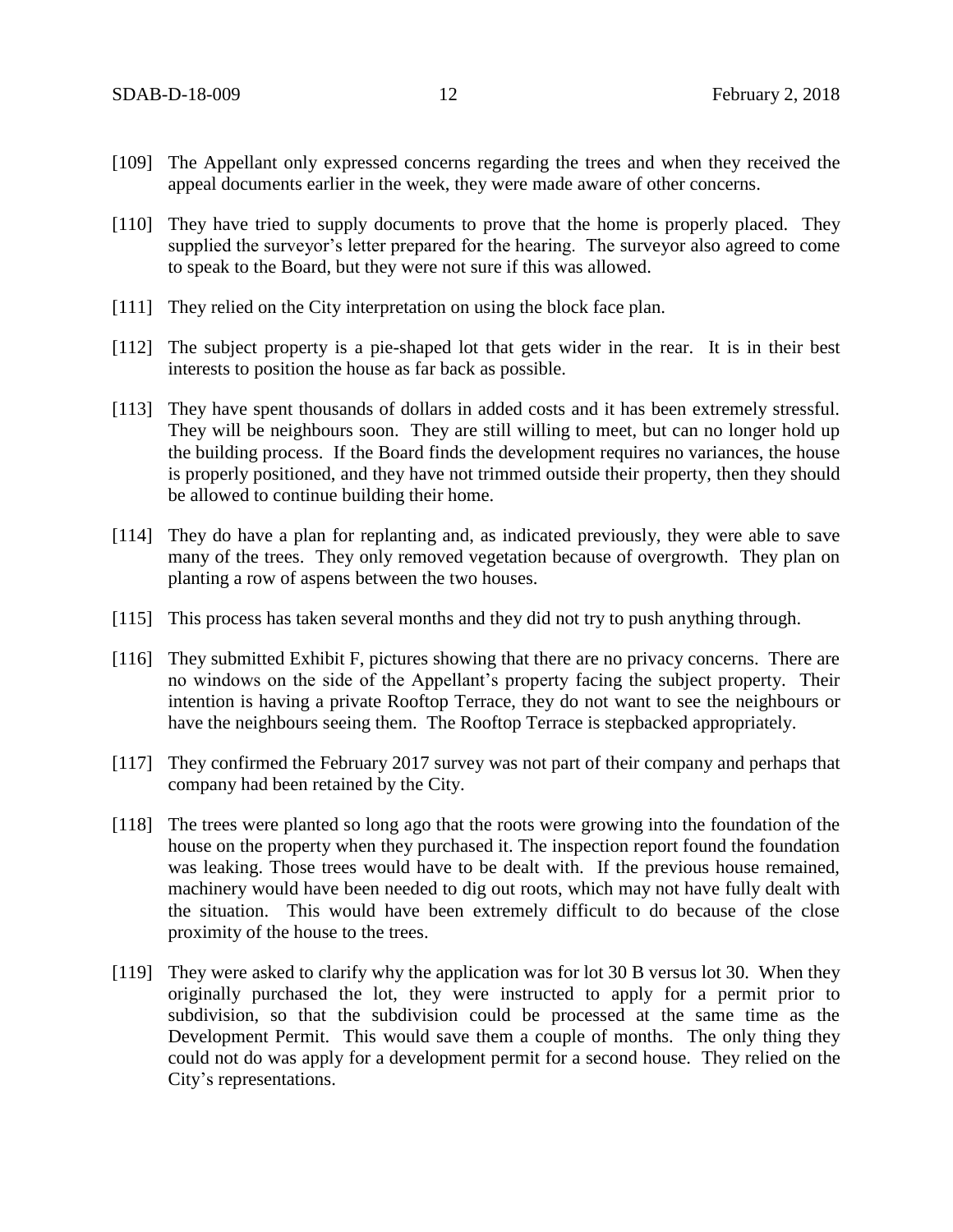[109] The Appellant only expressed concerns regarding the trees and when they received the appeal documents earlier in the week, they were made aware of other concerns.

[110] They have tried to supply documents to prove that the home is properly placed. They supplied the surveyor's letter prepared for the hearing. The surveyor also agreed to come to speak to the Board, but they were not sure if this was allowed.

[111] They relied on the City interpretation on using the block face plan.

[112] The subject property is a pie-shaped lot that gets wider in the rear. It is in their best interests to position the house as far back as possible.

[113] They have spent thousands of dollars in added costs and it has been extremely stressful. They will be neighbours soon. They are still willing to meet, but can no longer hold up the building process. If the Board finds the development requires no variances, the house is properly positioned, and they have not trimmed outside their property, then they should be allowed to continue building their home.

[114] They do have a plan for replanting and, as indicated previously, they were able to save many of the trees. They only removed vegetation because of overgrowth. They plan on planting a row of aspens between the two houses.

[115] This process has taken several months and they did not try to push anything through.

[116] They submitted Exhibit F, pictures showing that there are no privacy concerns. There are no windows on the side of the Appellant's property facing the subject property. Their intention is having a private Rooftop Terrace, they do not want to see the neighbours or have the neighbours seeing them. The Rooftop Terrace is stepbacked appropriately.

[117] They confirmed the February 2017 survey was not part of their company and perhaps that company had been retained by the City.

[118] The trees were planted so long ago that the roots were growing into the foundation of the house on the property when they purchased it. The inspection report found the foundation was leaking. Those trees would have to be dealt with. If the previous house remained, machinery would have been needed to dig out roots, which may not have fully dealt with the situation. This would have been extremely difficult to do because of the close proximity of the house to the trees.

[119] They were asked to clarify why the application was for lot 30 B versus lot 30. When they originally purchased the lot, they were instructed to apply for a permit prior to subdivision, so that the subdivision could be processed at the same time as the Development Permit. This would save them a couple of months. The only thing they could not do was apply for a development permit for a second house. They relied on the City's representations.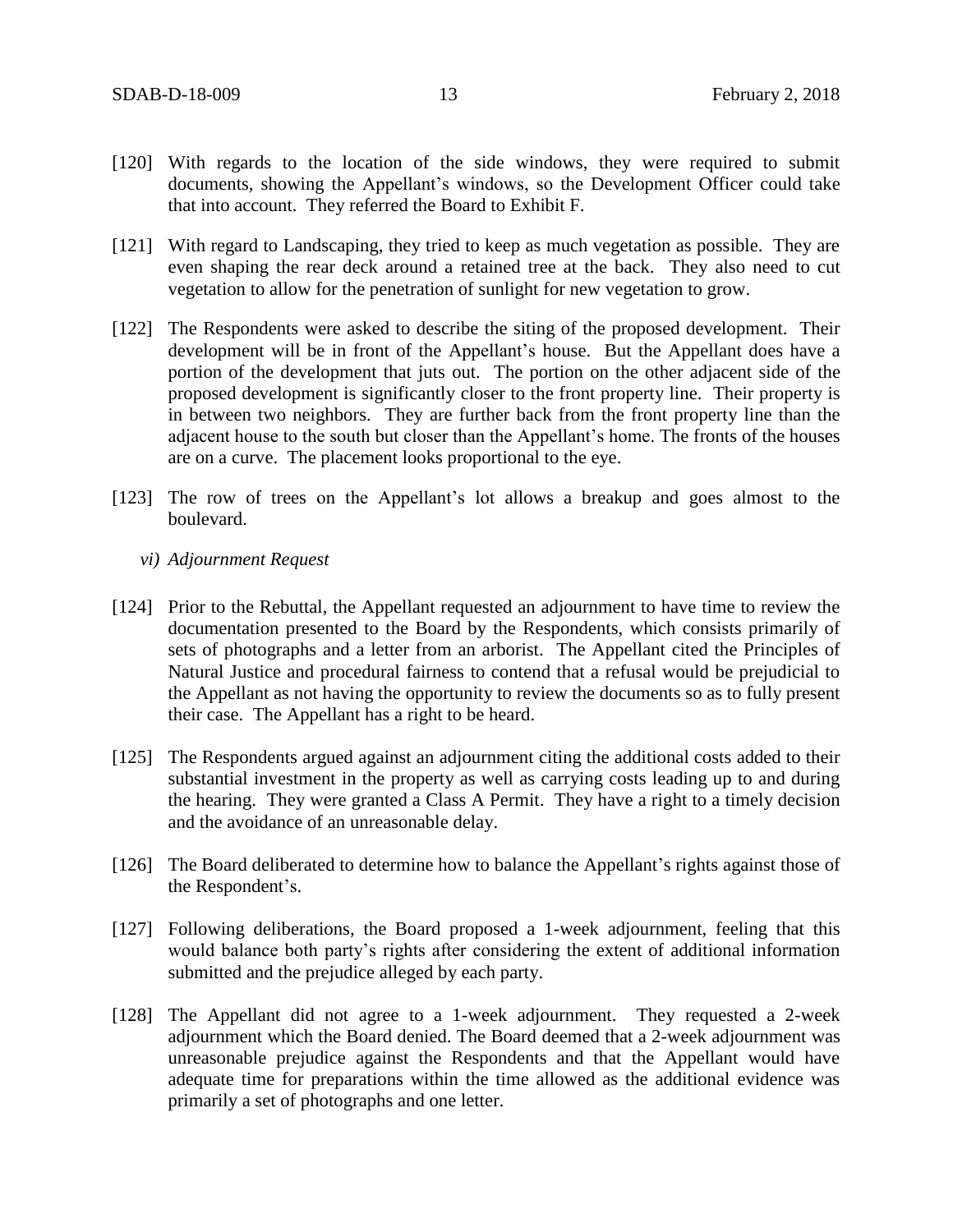[120] With regards to the location of the side windows, they were required to submit documents, showing the Appellant's windows, so the Development Officer could take that into account. They referred the Board to Exhibit F.

[121] With regard to Landscaping, they tried to keep as much vegetation as possible. They are even shaping the rear deck around a retained tree at the back. They also need to cut vegetation to allow for the penetration of sunlight for new vegetation to grow.

[122] The Respondents were asked to describe the siting of the proposed development. Their development will be in front of the Appellant's house. But the Appellant does have a portion of the development that juts out. The portion on the other adjacent side of the proposed development is significantly closer to the front property line. Their property is in between two neighbors. They are further back from the front property line than the adjacent house to the south but closer than the Appellant's home. The fronts of the houses are on a curve. The placement looks proportional to the eye.

[123] The row of trees on the Appellant's lot allows a breakup and goes almost to the boulevard.

*vi) Adjournment Request*

[124] Prior to the Rebuttal, the Appellant requested an adjournment to have time to review the documentation presented to the Board by the Respondents, which consists primarily of sets of photographs and a letter from an arborist. The Appellant cited the Principles of Natural Justice and procedural fairness to contend that a refusal would be prejudicial to the Appellant as not having the opportunity to review the documents so as to fully present their case. The Appellant has a right to be heard.

[125] The Respondents argued against an adjournment citing the additional costs added to their substantial investment in the property as well as carrying costs leading up to and during the hearing. They were granted a Class A Permit. They have a right to a timely decision and the avoidance of an unreasonable delay.

[126] The Board deliberated to determine how to balance the Appellant's rights against those of the Respondent's.

[127] Following deliberations, the Board proposed a 1-week adjournment, feeling that this would balance both party's rights after considering the extent of additional information submitted and the prejudice alleged by each party.

[128] The Appellant did not agree to a 1-week adjournment. They requested a 2-week adjournment which the Board denied. The Board deemed that a 2-week adjournment was unreasonable prejudice against the Respondents and that the Appellant would have adequate time for preparations within the time allowed as the additional evidence was primarily a set of photographs and one letter.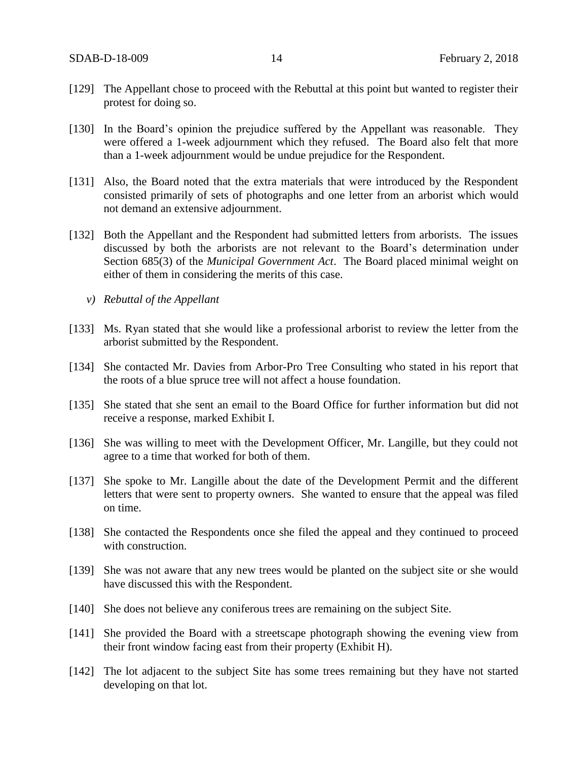[129] The Appellant chose to proceed with the Rebuttal at this point but wanted to register their protest for doing so.

[130] In the Board's opinion the prejudice suffered by the Appellant was reasonable. They were offered a 1-week adjournment which they refused. The Board also felt that more than a 1-week adjournment would be undue prejudice for the Respondent.

[131] Also, the Board noted that the extra materials that were introduced by the Respondent consisted primarily of sets of photographs and one letter from an arborist which would not demand an extensive adjournment.

[132] Both the Appellant and the Respondent had submitted letters from arborists. The issues discussed by both the arborists are not relevant to the Board's determination under Section 685(3) of the *Municipal Government Act*. The Board placed minimal weight on either of them in considering the merits of this case.

*v) Rebuttal of the Appellant*

[133] Ms. Ryan stated that she would like a professional arborist to review the letter from the arborist submitted by the Respondent.

[134] She contacted Mr. Davies from Arbor-Pro Tree Consulting who stated in his report that the roots of a blue spruce tree will not affect a house foundation.

[135] She stated that she sent an email to the Board Office for further information but did not receive a response, marked Exhibit I.

[136] She was willing to meet with the Development Officer, Mr. Langille, but they could not agree to a time that worked for both of them.

[137] She spoke to Mr. Langille about the date of the Development Permit and the different letters that were sent to property owners. She wanted to ensure that the appeal was filed on time.

[138] She contacted the Respondents once she filed the appeal and they continued to proceed with construction.

[139] She was not aware that any new trees would be planted on the subject site or she would have discussed this with the Respondent.

[140] She does not believe any coniferous trees are remaining on the subject Site.

[141] She provided the Board with a streetscape photograph showing the evening view from their front window facing east from their property (Exhibit H).

[142] The lot adjacent to the subject Site has some trees remaining but they have not started developing on that lot.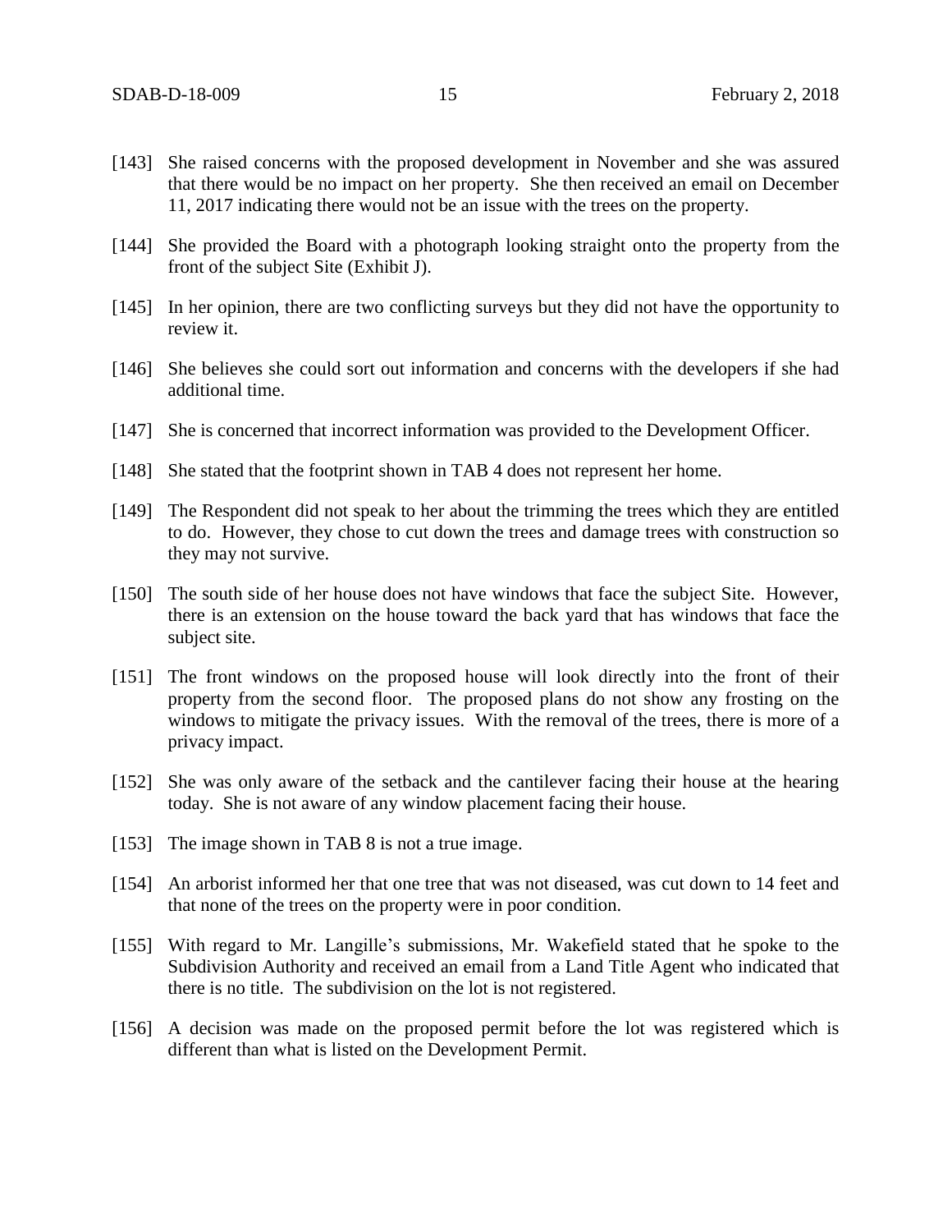[143] She raised concerns with the proposed development in November and she was assured that there would be no impact on her property. She then received an email on December 11, 2017 indicating there would not be an issue with the trees on the property.

[144] She provided the Board with a photograph looking straight onto the property from the front of the subject Site (Exhibit J).

[145] In her opinion, there are two conflicting surveys but they did not have the opportunity to review it.

[146] She believes she could sort out information and concerns with the developers if she had additional time.

[147] She is concerned that incorrect information was provided to the Development Officer.

[148] She stated that the footprint shown in TAB 4 does not represent her home.

[149] The Respondent did not speak to her about the trimming the trees which they are entitled to do. However, they chose to cut down the trees and damage trees with construction so they may not survive.

[150] The south side of her house does not have windows that face the subject Site. However, there is an extension on the house toward the back yard that has windows that face the subject site.

[151] The front windows on the proposed house will look directly into the front of their property from the second floor. The proposed plans do not show any frosting on the windows to mitigate the privacy issues. With the removal of the trees, there is more of a privacy impact.

[152] She was only aware of the setback and the cantilever facing their house at the hearing today. She is not aware of any window placement facing their house.

[153] The image shown in TAB 8 is not a true image.

[154] An arborist informed her that one tree that was not diseased, was cut down to 14 feet and that none of the trees on the property were in poor condition.

[155] With regard to Mr. Langille's submissions, Mr. Wakefield stated that he spoke to the Subdivision Authority and received an email from a Land Title Agent who indicated that there is no title. The subdivision on the lot is not registered.

[156] A decision was made on the proposed permit before the lot was registered which is different than what is listed on the Development Permit.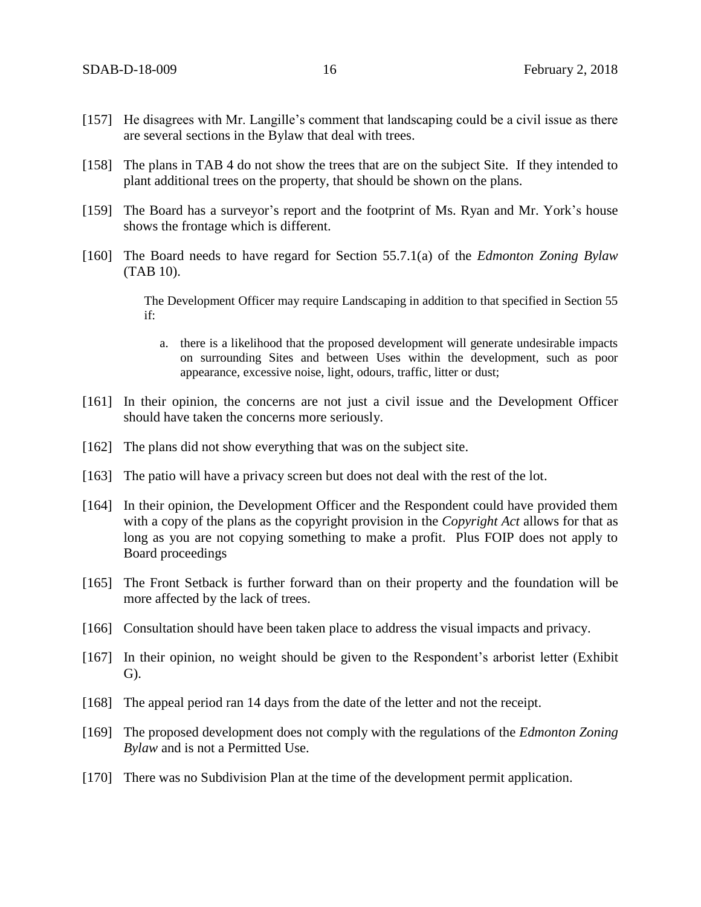[157] He disagrees with Mr. Langille's comment that landscaping could be a civil issue as there are several sections in the Bylaw that deal with trees.

[158] The plans in TAB 4 do not show the trees that are on the subject Site. If they intended to plant additional trees on the property, that should be shown on the plans.

[159] The Board has a surveyor's report and the footprint of Ms. Ryan and Mr. York's house shows the frontage which is different.

[160] The Board needs to have regard for Section 55.7.1(a) of the *Edmonton Zoning Bylaw* (TAB 10).

> The Development Officer may require Landscaping in addition to that specified in Section 55 if:
>
> a. there is a likelihood that the proposed development will generate undesirable impacts on surrounding Sites and between Uses within the development, such as poor appearance, excessive noise, light, odours, traffic, litter or dust;

[161] In their opinion, the concerns are not just a civil issue and the Development Officer should have taken the concerns more seriously.

[162] The plans did not show everything that was on the subject site.

[163] The patio will have a privacy screen but does not deal with the rest of the lot.

[164] In their opinion, the Development Officer and the Respondent could have provided them with a copy of the plans as the copyright provision in the *Copyright Act* allows for that as long as you are not copying something to make a profit. Plus FOIP does not apply to Board proceedings

[165] The Front Setback is further forward than on their property and the foundation will be more affected by the lack of trees.

[166] Consultation should have been taken place to address the visual impacts and privacy.

[167] In their opinion, no weight should be given to the Respondent's arborist letter (Exhibit G).

[168] The appeal period ran 14 days from the date of the letter and not the receipt.

[169] The proposed development does not comply with the regulations of the *Edmonton Zoning Bylaw* and is not a Permitted Use.

[170] There was no Subdivision Plan at the time of the development permit application.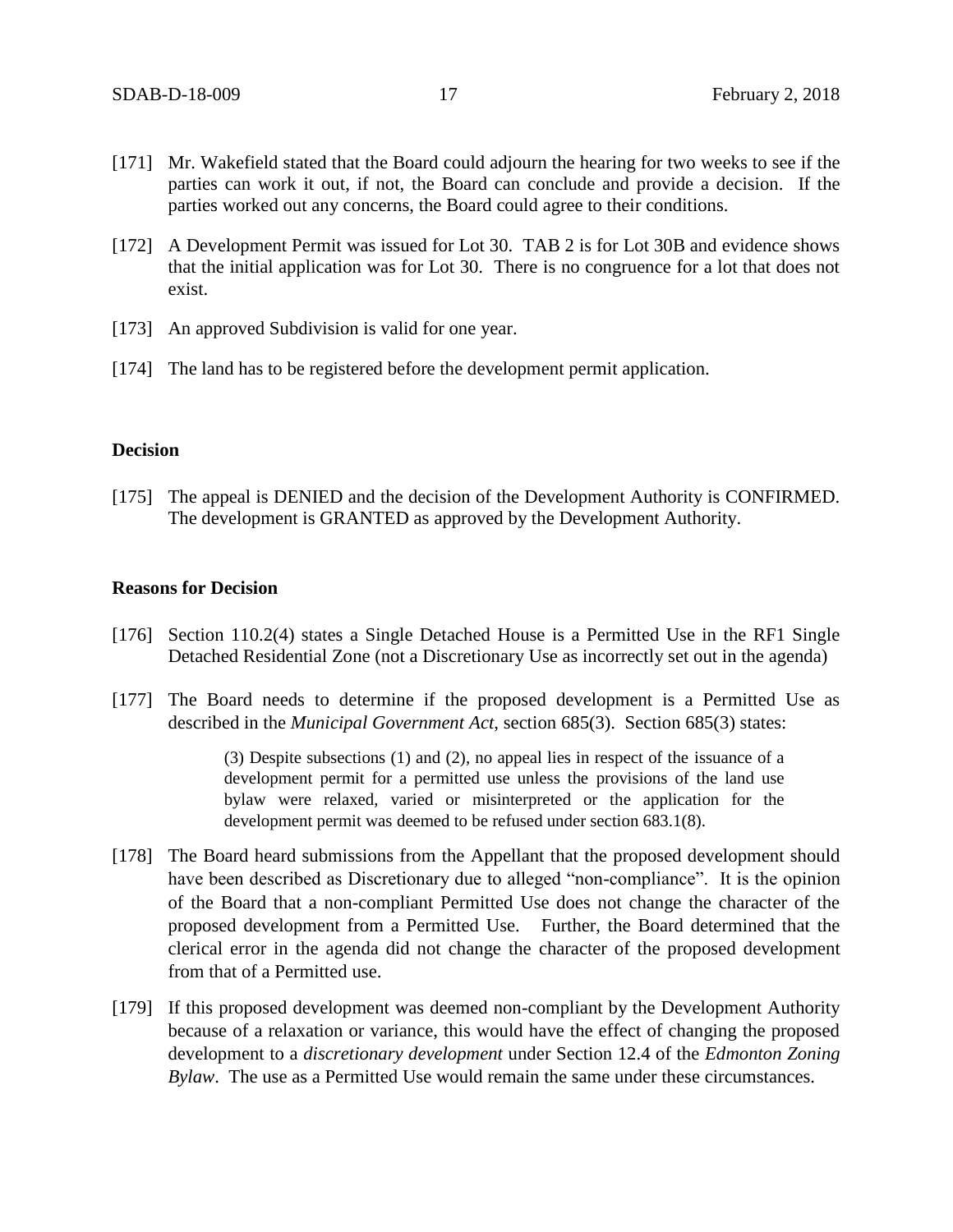[171] Mr. Wakefield stated that the Board could adjourn the hearing for two weeks to see if the parties can work it out, if not, the Board can conclude and provide a decision. If the parties worked out any concerns, the Board could agree to their conditions.

[172] A Development Permit was issued for Lot 30. TAB 2 is for Lot 30B and evidence shows that the initial application was for Lot 30. There is no congruence for a lot that does not exist.

[173] An approved Subdivision is valid for one year.

[174] The land has to be registered before the development permit application.

**Decision**

[175] The appeal is DENIED and the decision of the Development Authority is CONFIRMED. The development is GRANTED as approved by the Development Authority.

**Reasons for Decision**

[176] Section 110.2(4) states a Single Detached House is a Permitted Use in the RF1 Single Detached Residential Zone (not a Discretionary Use as incorrectly set out in the agenda)

[177] The Board needs to determine if the proposed development is a Permitted Use as described in the *Municipal Government Act*, section 685(3). Section 685(3) states:

> (3) Despite subsections (1) and (2), no appeal lies in respect of the issuance of a development permit for a permitted use unless the provisions of the land use bylaw were relaxed, varied or misinterpreted or the application for the development permit was deemed to be refused under section 683.1(8).

[178] The Board heard submissions from the Appellant that the proposed development should have been described as Discretionary due to alleged "non-compliance". It is the opinion of the Board that a non-compliant Permitted Use does not change the character of the proposed development from a Permitted Use. Further, the Board determined that the clerical error in the agenda did not change the character of the proposed development from that of a Permitted use.

[179] If this proposed development was deemed non-compliant by the Development Authority because of a relaxation or variance, this would have the effect of changing the proposed development to a *discretionary development* under Section 12.4 of the *Edmonton Zoning Bylaw*. The use as a Permitted Use would remain the same under these circumstances.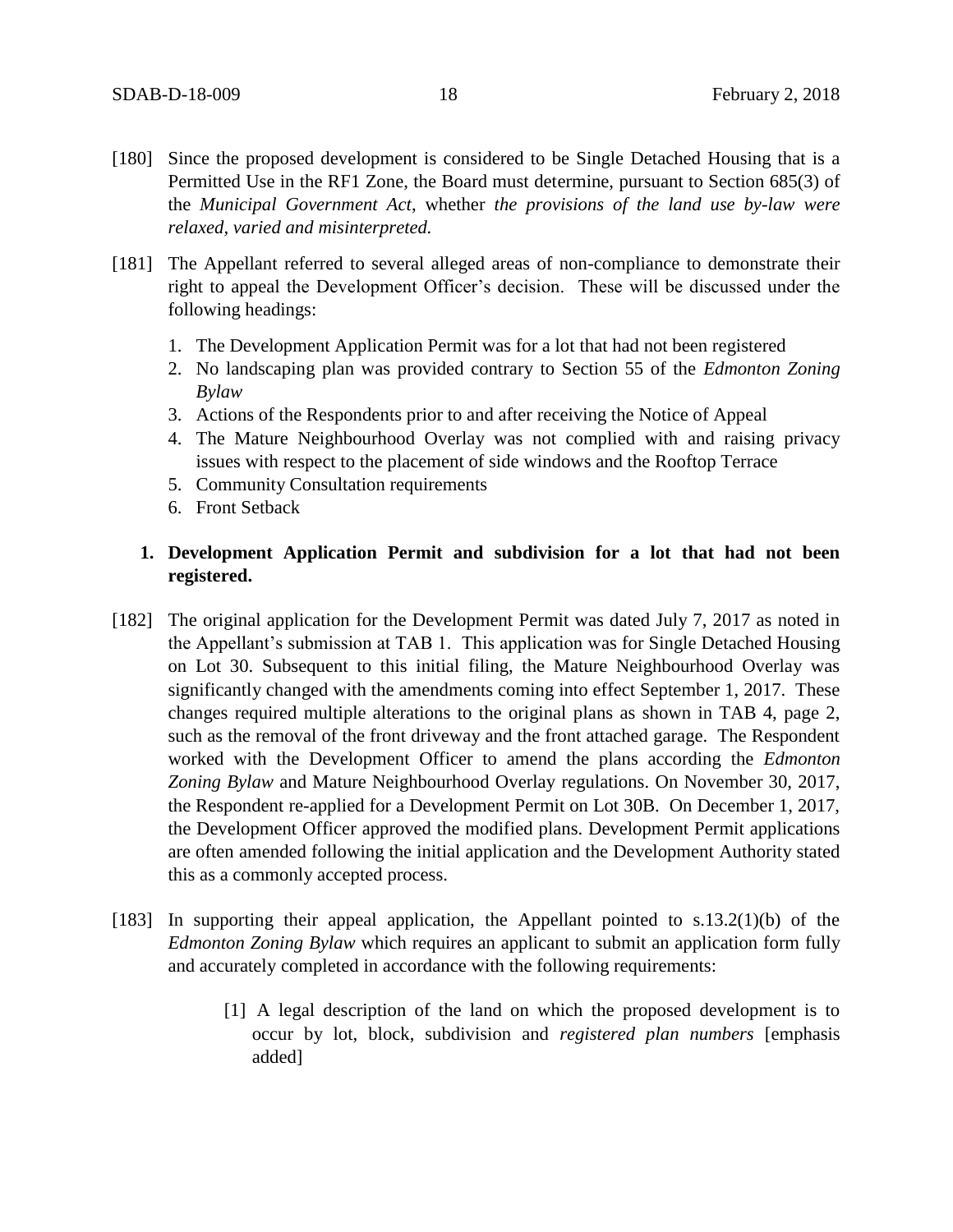[180] Since the proposed development is considered to be Single Detached Housing that is a Permitted Use in the RF1 Zone, the Board must determine, pursuant to Section 685(3) of the *Municipal Government Act*, whether *the provisions of the land use by-law were relaxed, varied and misinterpreted.*

[181] The Appellant referred to several alleged areas of non-compliance to demonstrate their right to appeal the Development Officer's decision. These will be discussed under the following headings:

1. The Development Application Permit was for a lot that had not been registered
2. No landscaping plan was provided contrary to Section 55 of the *Edmonton Zoning Bylaw*
3. Actions of the Respondents prior to and after receiving the Notice of Appeal
4. The Mature Neighbourhood Overlay was not complied with and raising privacy issues with respect to the placement of side windows and the Rooftop Terrace
5. Community Consultation requirements
6. Front Setback

**1. Development Application Permit and subdivision for a lot that had not been registered.**

[182] The original application for the Development Permit was dated July 7, 2017 as noted in the Appellant's submission at TAB 1. This application was for Single Detached Housing on Lot 30. Subsequent to this initial filing, the Mature Neighbourhood Overlay was significantly changed with the amendments coming into effect September 1, 2017. These changes required multiple alterations to the original plans as shown in TAB 4, page 2, such as the removal of the front driveway and the front attached garage. The Respondent worked with the Development Officer to amend the plans according the *Edmonton Zoning Bylaw* and Mature Neighbourhood Overlay regulations. On November 30, 2017, the Respondent re-applied for a Development Permit on Lot 30B. On December 1, 2017, the Development Officer approved the modified plans. Development Permit applications are often amended following the initial application and the Development Authority stated this as a commonly accepted process.

[183] In supporting their appeal application, the Appellant pointed to s.13.2(1)(b) of the *Edmonton Zoning Bylaw* which requires an applicant to submit an application form fully and accurately completed in accordance with the following requirements:

> [1] A legal description of the land on which the proposed development is to occur by lot, block, subdivision and *registered plan numbers* [emphasis added]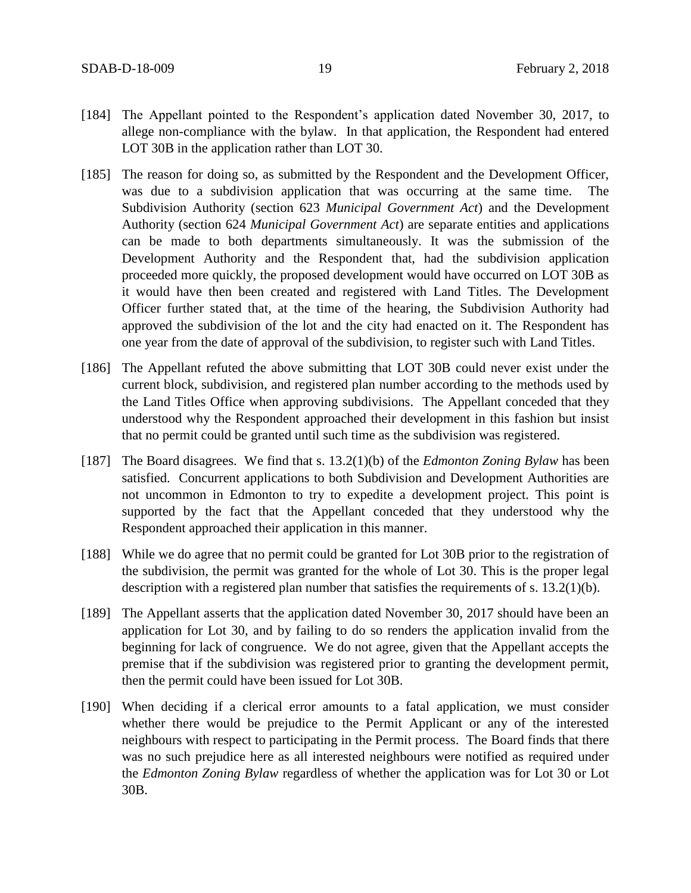[184] The Appellant pointed to the Respondent's application dated November 30, 2017, to allege non-compliance with the bylaw. In that application, the Respondent had entered LOT 30B in the application rather than LOT 30.

[185] The reason for doing so, as submitted by the Respondent and the Development Officer, was due to a subdivision application that was occurring at the same time. The Subdivision Authority (section 623 *Municipal Government Act*) and the Development Authority (section 624 *Municipal Government Act*) are separate entities and applications can be made to both departments simultaneously. It was the submission of the Development Authority and the Respondent that, had the subdivision application proceeded more quickly, the proposed development would have occurred on LOT 30B as it would have then been created and registered with Land Titles. The Development Officer further stated that, at the time of the hearing, the Subdivision Authority had approved the subdivision of the lot and the city had enacted on it. The Respondent has one year from the date of approval of the subdivision, to register such with Land Titles.

[186] The Appellant refuted the above submitting that LOT 30B could never exist under the current block, subdivision, and registered plan number according to the methods used by the Land Titles Office when approving subdivisions. The Appellant conceded that they understood why the Respondent approached their development in this fashion but insist that no permit could be granted until such time as the subdivision was registered.

[187] The Board disagrees. We find that s. 13.2(1)(b) of the *Edmonton Zoning Bylaw* has been satisfied. Concurrent applications to both Subdivision and Development Authorities are not uncommon in Edmonton to try to expedite a development project. This point is supported by the fact that the Appellant conceded that they understood why the Respondent approached their application in this manner.

[188] While we do agree that no permit could be granted for Lot 30B prior to the registration of the subdivision, the permit was granted for the whole of Lot 30. This is the proper legal description with a registered plan number that satisfies the requirements of s. 13.2(1)(b).

[189] The Appellant asserts that the application dated November 30, 2017 should have been an application for Lot 30, and by failing to do so renders the application invalid from the beginning for lack of congruence. We do not agree, given that the Appellant accepts the premise that if the subdivision was registered prior to granting the development permit, then the permit could have been issued for Lot 30B.

[190] When deciding if a clerical error amounts to a fatal application, we must consider whether there would be prejudice to the Permit Applicant or any of the interested neighbours with respect to participating in the Permit process. The Board finds that there was no such prejudice here as all interested neighbours were notified as required under the *Edmonton Zoning Bylaw* regardless of whether the application was for Lot 30 or Lot 30B.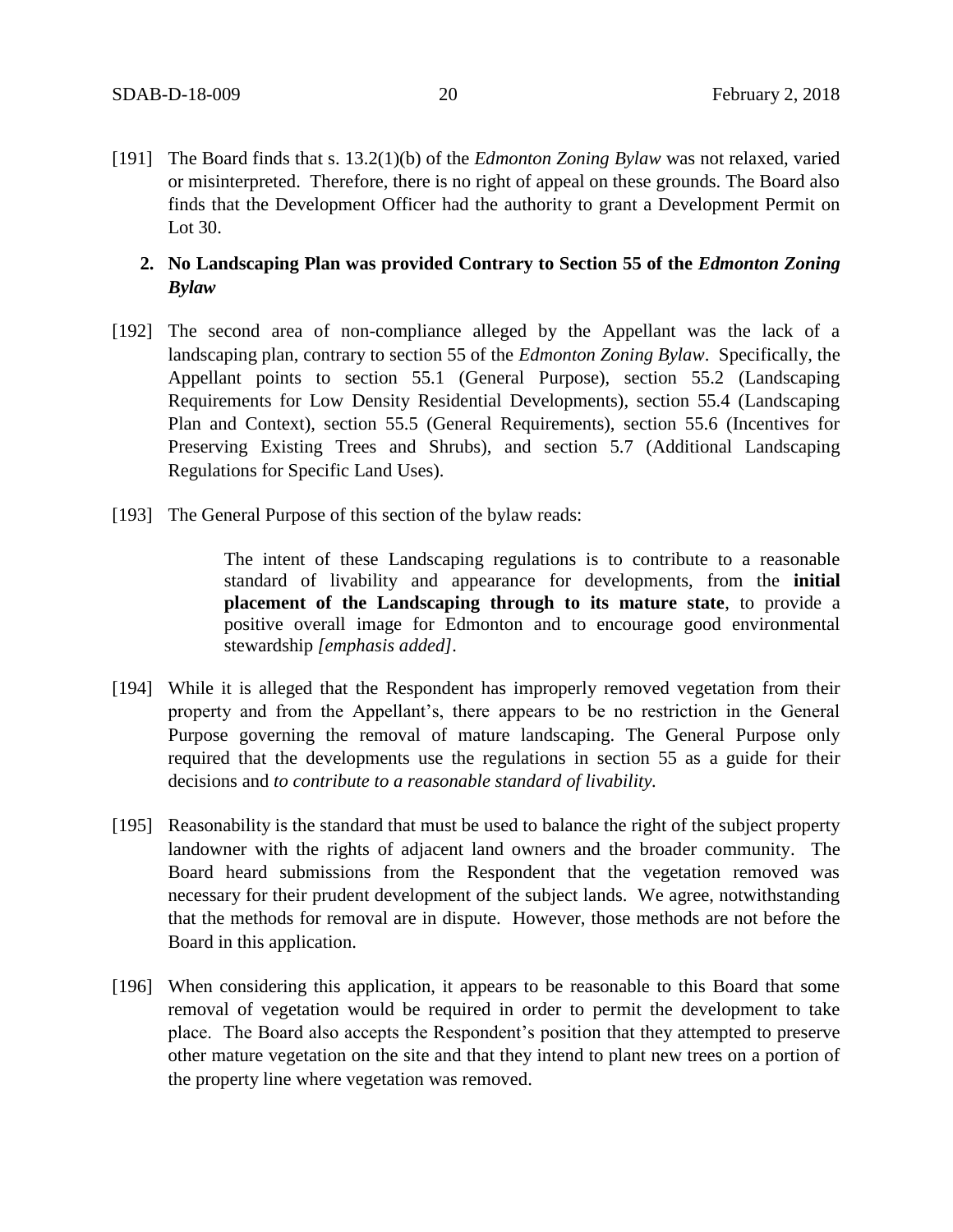[191] The Board finds that s. 13.2(1)(b) of the *Edmonton Zoning Bylaw* was not relaxed, varied or misinterpreted. Therefore, there is no right of appeal on these grounds. The Board also finds that the Development Officer had the authority to grant a Development Permit on Lot 30.

**2. No Landscaping Plan was provided Contrary to Section 55 of the *Edmonton Zoning Bylaw***

[192] The second area of non-compliance alleged by the Appellant was the lack of a landscaping plan, contrary to section 55 of the *Edmonton Zoning Bylaw*. Specifically, the Appellant points to section 55.1 (General Purpose), section 55.2 (Landscaping Requirements for Low Density Residential Developments), section 55.4 (Landscaping Plan and Context), section 55.5 (General Requirements), section 55.6 (Incentives for Preserving Existing Trees and Shrubs), and section 5.7 (Additional Landscaping Regulations for Specific Land Uses).

[193] The General Purpose of this section of the bylaw reads:

> The intent of these Landscaping regulations is to contribute to a reasonable standard of livability and appearance for developments, from the **initial placement of the Landscaping through to its mature state**, to provide a positive overall image for Edmonton and to encourage good environmental stewardship *[emphasis added]*.

[194] While it is alleged that the Respondent has improperly removed vegetation from their property and from the Appellant's, there appears to be no restriction in the General Purpose governing the removal of mature landscaping. The General Purpose only required that the developments use the regulations in section 55 as a guide for their decisions and *to contribute to a reasonable standard of livability.*

[195] Reasonability is the standard that must be used to balance the right of the subject property landowner with the rights of adjacent land owners and the broader community. The Board heard submissions from the Respondent that the vegetation removed was necessary for their prudent development of the subject lands. We agree, notwithstanding that the methods for removal are in dispute. However, those methods are not before the Board in this application.

[196] When considering this application, it appears to be reasonable to this Board that some removal of vegetation would be required in order to permit the development to take place. The Board also accepts the Respondent's position that they attempted to preserve other mature vegetation on the site and that they intend to plant new trees on a portion of the property line where vegetation was removed.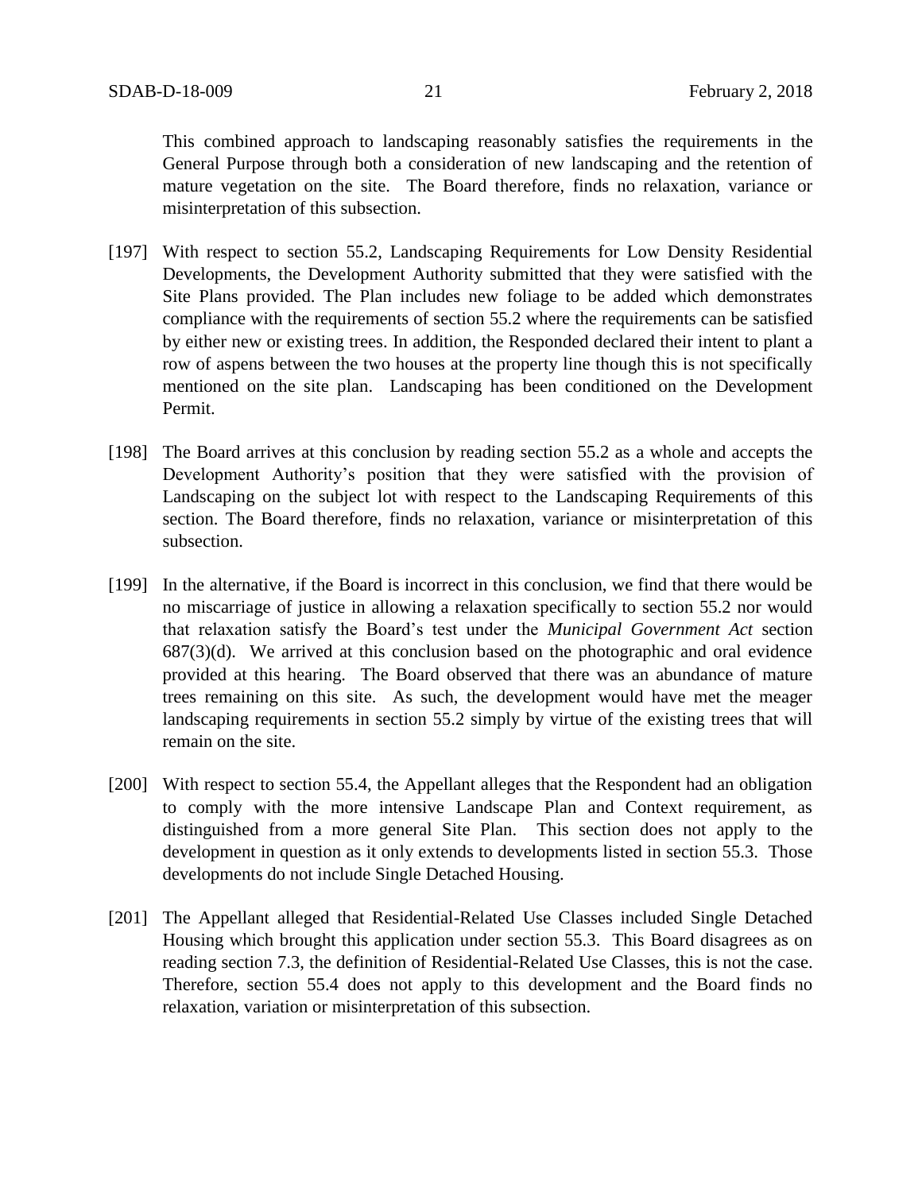This combined approach to landscaping reasonably satisfies the requirements in the General Purpose through both a consideration of new landscaping and the retention of mature vegetation on the site. The Board therefore, finds no relaxation, variance or misinterpretation of this subsection.

[197] With respect to section 55.2, Landscaping Requirements for Low Density Residential Developments, the Development Authority submitted that they were satisfied with the Site Plans provided. The Plan includes new foliage to be added which demonstrates compliance with the requirements of section 55.2 where the requirements can be satisfied by either new or existing trees. In addition, the Responded declared their intent to plant a row of aspens between the two houses at the property line though this is not specifically mentioned on the site plan. Landscaping has been conditioned on the Development Permit.

[198] The Board arrives at this conclusion by reading section 55.2 as a whole and accepts the Development Authority's position that they were satisfied with the provision of Landscaping on the subject lot with respect to the Landscaping Requirements of this section. The Board therefore, finds no relaxation, variance or misinterpretation of this subsection.

[199] In the alternative, if the Board is incorrect in this conclusion, we find that there would be no miscarriage of justice in allowing a relaxation specifically to section 55.2 nor would that relaxation satisfy the Board's test under the *Municipal Government Act* section 687(3)(d). We arrived at this conclusion based on the photographic and oral evidence provided at this hearing. The Board observed that there was an abundance of mature trees remaining on this site. As such, the development would have met the meager landscaping requirements in section 55.2 simply by virtue of the existing trees that will remain on the site.

[200] With respect to section 55.4, the Appellant alleges that the Respondent had an obligation to comply with the more intensive Landscape Plan and Context requirement, as distinguished from a more general Site Plan. This section does not apply to the development in question as it only extends to developments listed in section 55.3. Those developments do not include Single Detached Housing.

[201] The Appellant alleged that Residential-Related Use Classes included Single Detached Housing which brought this application under section 55.3. This Board disagrees as on reading section 7.3, the definition of Residential-Related Use Classes, this is not the case. Therefore, section 55.4 does not apply to this development and the Board finds no relaxation, variation or misinterpretation of this subsection.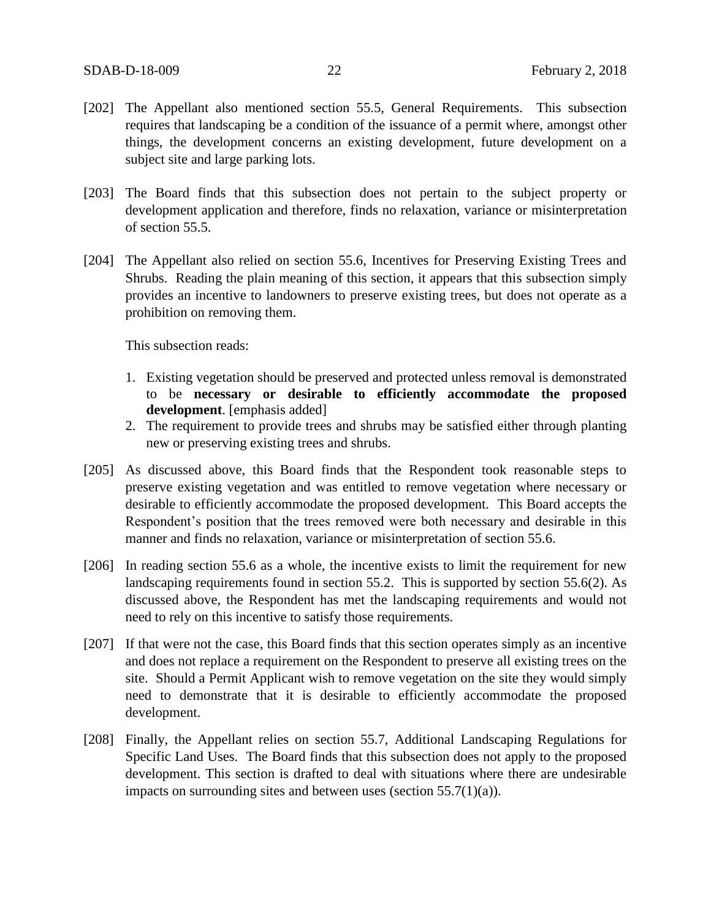[202] The Appellant also mentioned section 55.5, General Requirements. This subsection requires that landscaping be a condition of the issuance of a permit where, amongst other things, the development concerns an existing development, future development on a subject site and large parking lots.

[203] The Board finds that this subsection does not pertain to the subject property or development application and therefore, finds no relaxation, variance or misinterpretation of section 55.5.

[204] The Appellant also relied on section 55.6, Incentives for Preserving Existing Trees and Shrubs. Reading the plain meaning of this section, it appears that this subsection simply provides an incentive to landowners to preserve existing trees, but does not operate as a prohibition on removing them.

This subsection reads:

1. Existing vegetation should be preserved and protected unless removal is demonstrated to be **necessary or desirable to efficiently accommodate the proposed development**. [emphasis added]
2. The requirement to provide trees and shrubs may be satisfied either through planting new or preserving existing trees and shrubs.

[205] As discussed above, this Board finds that the Respondent took reasonable steps to preserve existing vegetation and was entitled to remove vegetation where necessary or desirable to efficiently accommodate the proposed development. This Board accepts the Respondent's position that the trees removed were both necessary and desirable in this manner and finds no relaxation, variance or misinterpretation of section 55.6.

[206] In reading section 55.6 as a whole, the incentive exists to limit the requirement for new landscaping requirements found in section 55.2. This is supported by section 55.6(2). As discussed above, the Respondent has met the landscaping requirements and would not need to rely on this incentive to satisfy those requirements.

[207] If that were not the case, this Board finds that this section operates simply as an incentive and does not replace a requirement on the Respondent to preserve all existing trees on the site. Should a Permit Applicant wish to remove vegetation on the site they would simply need to demonstrate that it is desirable to efficiently accommodate the proposed development.

[208] Finally, the Appellant relies on section 55.7, Additional Landscaping Regulations for Specific Land Uses. The Board finds that this subsection does not apply to the proposed development. This section is drafted to deal with situations where there are undesirable impacts on surrounding sites and between uses (section 55.7(1)(a)).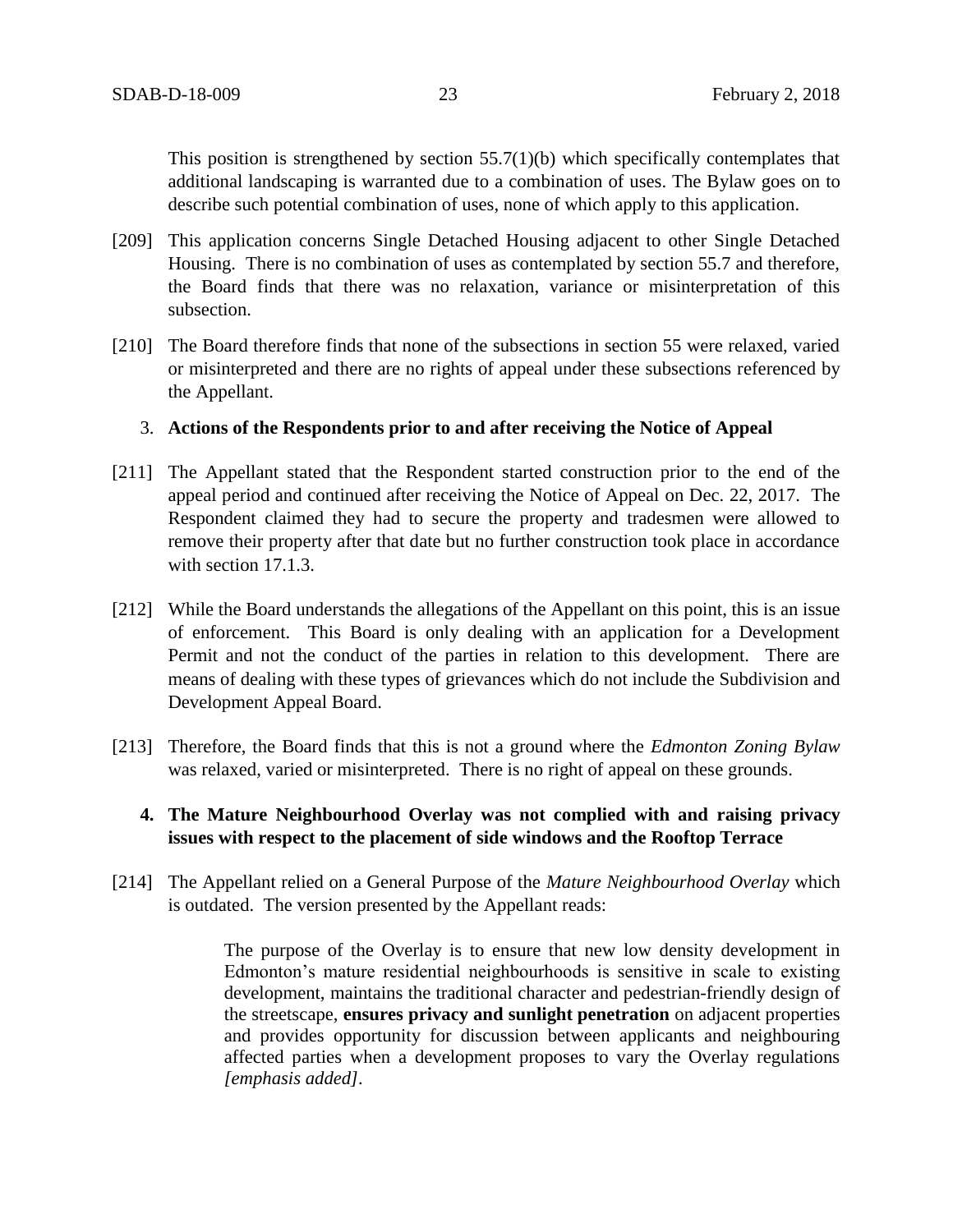This position is strengthened by section 55.7(1)(b) which specifically contemplates that additional landscaping is warranted due to a combination of uses. The Bylaw goes on to describe such potential combination of uses, none of which apply to this application.

[209] This application concerns Single Detached Housing adjacent to other Single Detached Housing. There is no combination of uses as contemplated by section 55.7 and therefore, the Board finds that there was no relaxation, variance or misinterpretation of this subsection.

[210] The Board therefore finds that none of the subsections in section 55 were relaxed, varied or misinterpreted and there are no rights of appeal under these subsections referenced by the Appellant.

3. **Actions of the Respondents prior to and after receiving the Notice of Appeal**

[211] The Appellant stated that the Respondent started construction prior to the end of the appeal period and continued after receiving the Notice of Appeal on Dec. 22, 2017. The Respondent claimed they had to secure the property and tradesmen were allowed to remove their property after that date but no further construction took place in accordance with section 17.1.3.

[212] While the Board understands the allegations of the Appellant on this point, this is an issue of enforcement. This Board is only dealing with an application for a Development Permit and not the conduct of the parties in relation to this development. There are means of dealing with these types of grievances which do not include the Subdivision and Development Appeal Board.

[213] Therefore, the Board finds that this is not a ground where the *Edmonton Zoning Bylaw* was relaxed, varied or misinterpreted. There is no right of appeal on these grounds.

4. **The Mature Neighbourhood Overlay was not complied with and raising privacy issues with respect to the placement of side windows and the Rooftop Terrace**

[214] The Appellant relied on a General Purpose of the *Mature Neighbourhood Overlay* which is outdated. The version presented by the Appellant reads:

> The purpose of the Overlay is to ensure that new low density development in Edmonton's mature residential neighbourhoods is sensitive in scale to existing development, maintains the traditional character and pedestrian-friendly design of the streetscape, **ensures privacy and sunlight penetration** on adjacent properties and provides opportunity for discussion between applicants and neighbouring affected parties when a development proposes to vary the Overlay regulations *[emphasis added]*.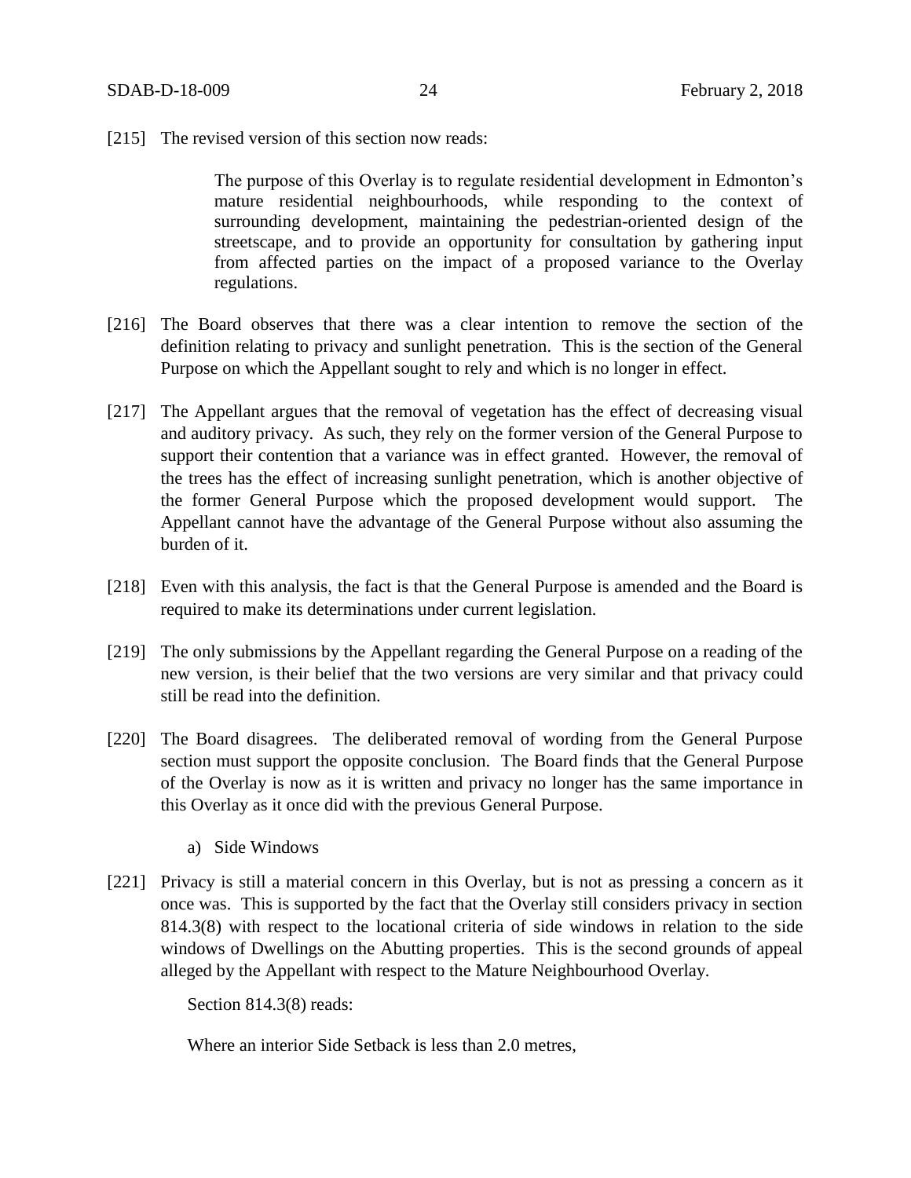[215] The revised version of this section now reads:

> The purpose of this Overlay is to regulate residential development in Edmonton's mature residential neighbourhoods, while responding to the context of surrounding development, maintaining the pedestrian-oriented design of the streetscape, and to provide an opportunity for consultation by gathering input from affected parties on the impact of a proposed variance to the Overlay regulations.

[216] The Board observes that there was a clear intention to remove the section of the definition relating to privacy and sunlight penetration. This is the section of the General Purpose on which the Appellant sought to rely and which is no longer in effect.

[217] The Appellant argues that the removal of vegetation has the effect of decreasing visual and auditory privacy. As such, they rely on the former version of the General Purpose to support their contention that a variance was in effect granted. However, the removal of the trees has the effect of increasing sunlight penetration, which is another objective of the former General Purpose which the proposed development would support. The Appellant cannot have the advantage of the General Purpose without also assuming the burden of it.

[218] Even with this analysis, the fact is that the General Purpose is amended and the Board is required to make its determinations under current legislation.

[219] The only submissions by the Appellant regarding the General Purpose on a reading of the new version, is their belief that the two versions are very similar and that privacy could still be read into the definition.

[220] The Board disagrees. The deliberated removal of wording from the General Purpose section must support the opposite conclusion. The Board finds that the General Purpose of the Overlay is now as it is written and privacy no longer has the same importance in this Overlay as it once did with the previous General Purpose.

a) Side Windows

[221] Privacy is still a material concern in this Overlay, but is not as pressing a concern as it once was. This is supported by the fact that the Overlay still considers privacy in section 814.3(8) with respect to the locational criteria of side windows in relation to the side windows of Dwellings on the Abutting properties. This is the second grounds of appeal alleged by the Appellant with respect to the Mature Neighbourhood Overlay.

Section 814.3(8) reads:

Where an interior Side Setback is less than 2.0 metres,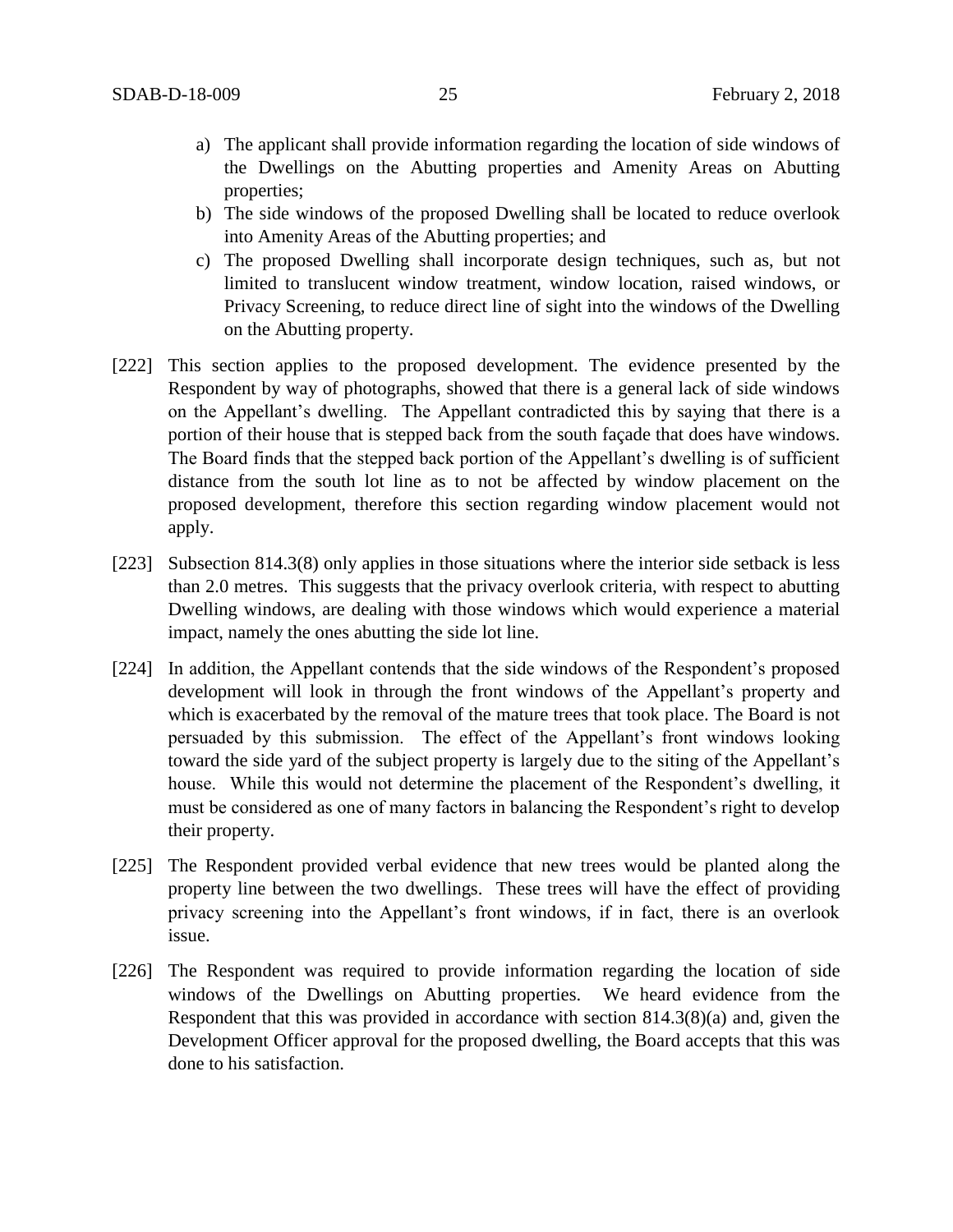a) The applicant shall provide information regarding the location of side windows of the Dwellings on the Abutting properties and Amenity Areas on Abutting properties;
b) The side windows of the proposed Dwelling shall be located to reduce overlook into Amenity Areas of the Abutting properties; and
c) The proposed Dwelling shall incorporate design techniques, such as, but not limited to translucent window treatment, window location, raised windows, or Privacy Screening, to reduce direct line of sight into the windows of the Dwelling on the Abutting property.

[222] This section applies to the proposed development. The evidence presented by the Respondent by way of photographs, showed that there is a general lack of side windows on the Appellant's dwelling. The Appellant contradicted this by saying that there is a portion of their house that is stepped back from the south façade that does have windows. The Board finds that the stepped back portion of the Appellant's dwelling is of sufficient distance from the south lot line as to not be affected by window placement on the proposed development, therefore this section regarding window placement would not apply.

[223] Subsection 814.3(8) only applies in those situations where the interior side setback is less than 2.0 metres. This suggests that the privacy overlook criteria, with respect to abutting Dwelling windows, are dealing with those windows which would experience a material impact, namely the ones abutting the side lot line.

[224] In addition, the Appellant contends that the side windows of the Respondent's proposed development will look in through the front windows of the Appellant's property and which is exacerbated by the removal of the mature trees that took place. The Board is not persuaded by this submission. The effect of the Appellant's front windows looking toward the side yard of the subject property is largely due to the siting of the Appellant's house. While this would not determine the placement of the Respondent's dwelling, it must be considered as one of many factors in balancing the Respondent's right to develop their property.

[225] The Respondent provided verbal evidence that new trees would be planted along the property line between the two dwellings. These trees will have the effect of providing privacy screening into the Appellant's front windows, if in fact, there is an overlook issue.

[226] The Respondent was required to provide information regarding the location of side windows of the Dwellings on Abutting properties. We heard evidence from the Respondent that this was provided in accordance with section 814.3(8)(a) and, given the Development Officer approval for the proposed dwelling, the Board accepts that this was done to his satisfaction.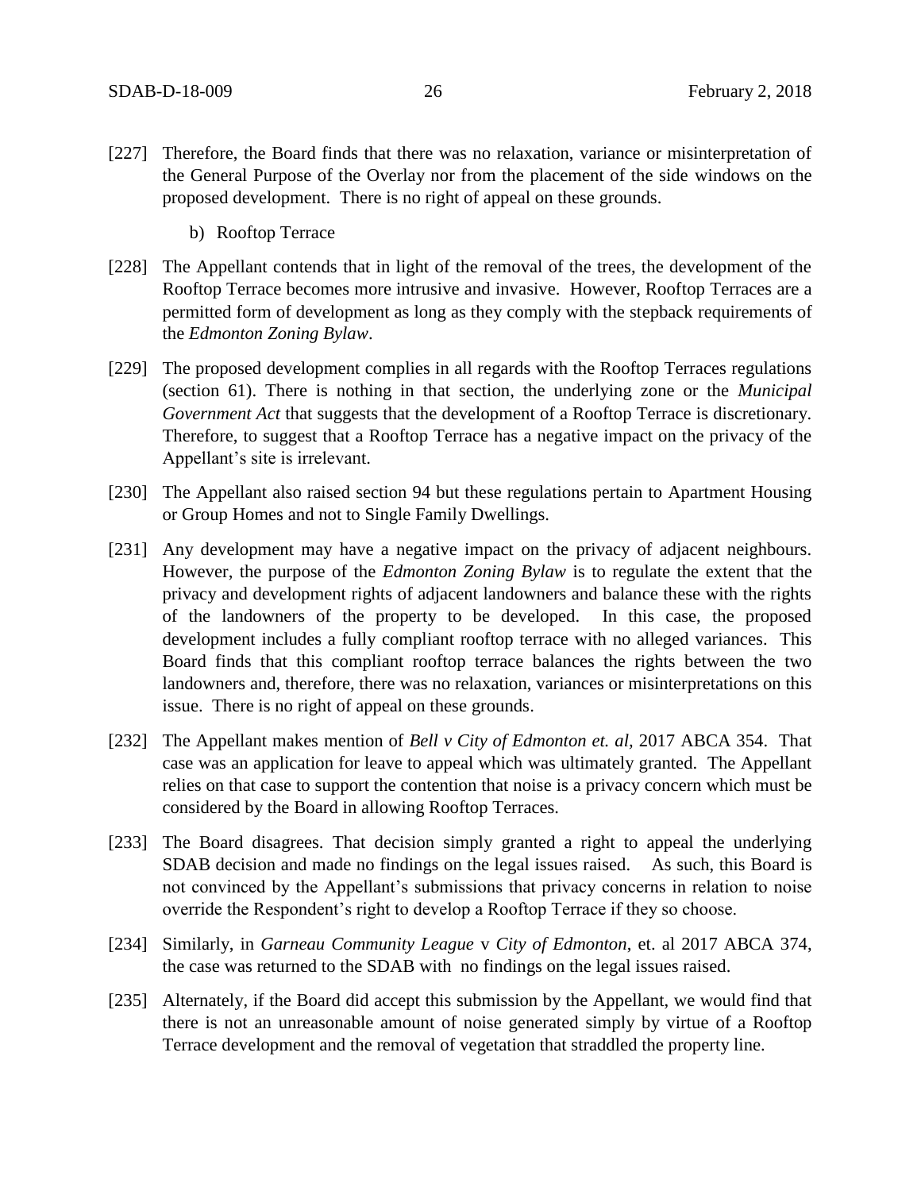[227] Therefore, the Board finds that there was no relaxation, variance or misinterpretation of the General Purpose of the Overlay nor from the placement of the side windows on the proposed development. There is no right of appeal on these grounds.

b) Rooftop Terrace

[228] The Appellant contends that in light of the removal of the trees, the development of the Rooftop Terrace becomes more intrusive and invasive. However, Rooftop Terraces are a permitted form of development as long as they comply with the stepback requirements of the *Edmonton Zoning Bylaw*.

[229] The proposed development complies in all regards with the Rooftop Terraces regulations (section 61). There is nothing in that section, the underlying zone or the *Municipal Government Act* that suggests that the development of a Rooftop Terrace is discretionary. Therefore, to suggest that a Rooftop Terrace has a negative impact on the privacy of the Appellant's site is irrelevant.

[230] The Appellant also raised section 94 but these regulations pertain to Apartment Housing or Group Homes and not to Single Family Dwellings.

[231] Any development may have a negative impact on the privacy of adjacent neighbours. However, the purpose of the *Edmonton Zoning Bylaw* is to regulate the extent that the privacy and development rights of adjacent landowners and balance these with the rights of the landowners of the property to be developed. In this case, the proposed development includes a fully compliant rooftop terrace with no alleged variances. This Board finds that this compliant rooftop terrace balances the rights between the two landowners and, therefore, there was no relaxation, variances or misinterpretations on this issue. There is no right of appeal on these grounds.

[232] The Appellant makes mention of *Bell v City of Edmonton et. al*, 2017 ABCA 354. That case was an application for leave to appeal which was ultimately granted. The Appellant relies on that case to support the contention that noise is a privacy concern which must be considered by the Board in allowing Rooftop Terraces.

[233] The Board disagrees. That decision simply granted a right to appeal the underlying SDAB decision and made no findings on the legal issues raised. As such, this Board is not convinced by the Appellant's submissions that privacy concerns in relation to noise override the Respondent's right to develop a Rooftop Terrace if they so choose.

[234] Similarly, in *Garneau Community League* v *City of Edmonton*, et. al 2017 ABCA 374, the case was returned to the SDAB with no findings on the legal issues raised.

[235] Alternately, if the Board did accept this submission by the Appellant, we would find that there is not an unreasonable amount of noise generated simply by virtue of a Rooftop Terrace development and the removal of vegetation that straddled the property line.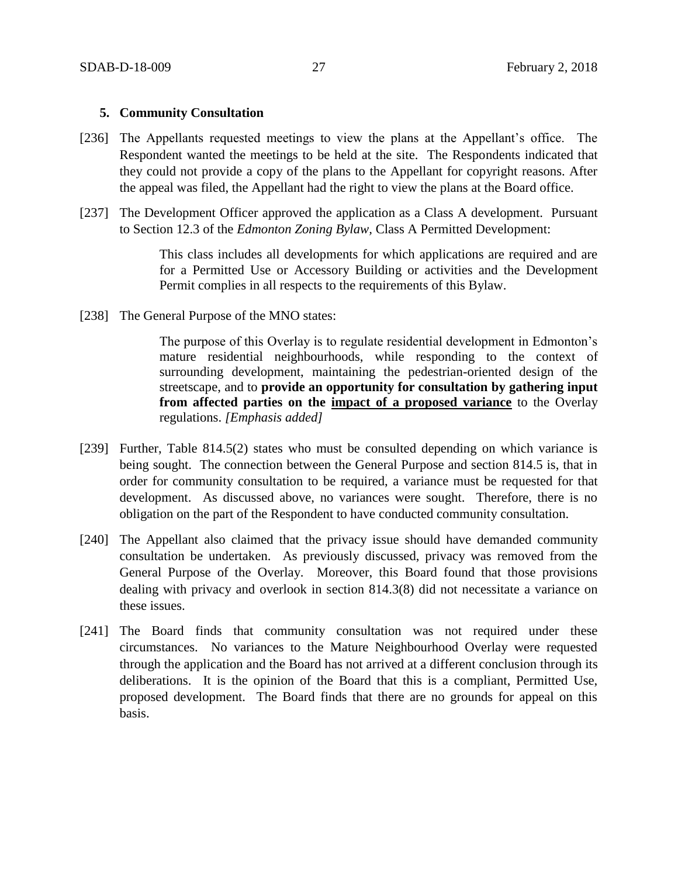**5. Community Consultation**

[236] The Appellants requested meetings to view the plans at the Appellant's office. The Respondent wanted the meetings to be held at the site. The Respondents indicated that they could not provide a copy of the plans to the Appellant for copyright reasons. After the appeal was filed, the Appellant had the right to view the plans at the Board office.

[237] The Development Officer approved the application as a Class A development. Pursuant to Section 12.3 of the *Edmonton Zoning Bylaw*, Class A Permitted Development:

> This class includes all developments for which applications are required and are for a Permitted Use or Accessory Building or activities and the Development Permit complies in all respects to the requirements of this Bylaw.

[238] The General Purpose of the MNO states:

> The purpose of this Overlay is to regulate residential development in Edmonton's mature residential neighbourhoods, while responding to the context of surrounding development, maintaining the pedestrian-oriented design of the streetscape, and to **provide an opportunity for consultation by gathering input from affected parties on the <u>impact of a proposed variance</u>** to the Overlay regulations. *[Emphasis added]*

[239] Further, Table 814.5(2) states who must be consulted depending on which variance is being sought. The connection between the General Purpose and section 814.5 is, that in order for community consultation to be required, a variance must be requested for that development. As discussed above, no variances were sought. Therefore, there is no obligation on the part of the Respondent to have conducted community consultation.

[240] The Appellant also claimed that the privacy issue should have demanded community consultation be undertaken. As previously discussed, privacy was removed from the General Purpose of the Overlay. Moreover, this Board found that those provisions dealing with privacy and overlook in section 814.3(8) did not necessitate a variance on these issues.

[241] The Board finds that community consultation was not required under these circumstances. No variances to the Mature Neighbourhood Overlay were requested through the application and the Board has not arrived at a different conclusion through its deliberations. It is the opinion of the Board that this is a compliant, Permitted Use, proposed development. The Board finds that there are no grounds for appeal on this basis.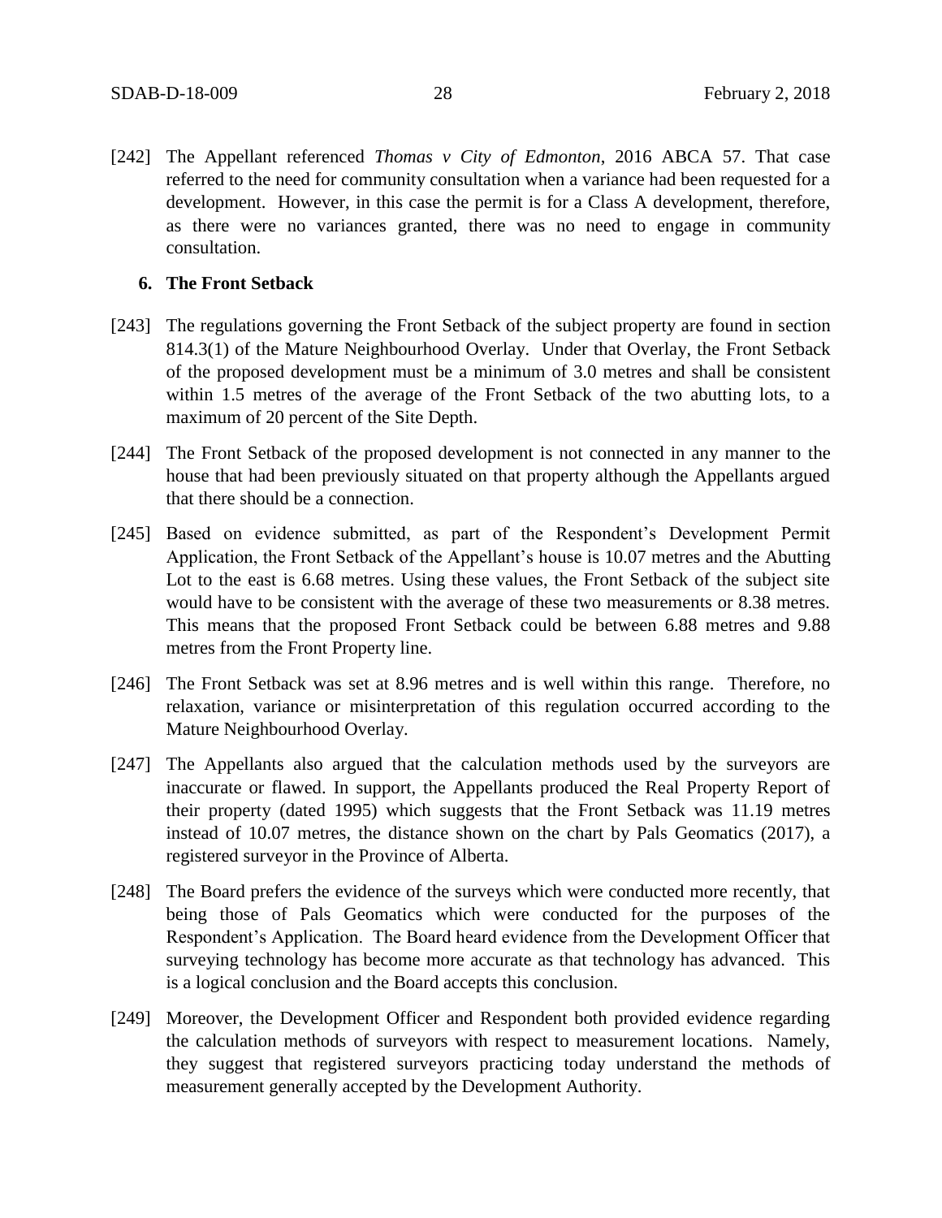[242] The Appellant referenced *Thomas v City of Edmonton*, 2016 ABCA 57. That case referred to the need for community consultation when a variance had been requested for a development. However, in this case the permit is for a Class A development, therefore, as there were no variances granted, there was no need to engage in community consultation.

**6. The Front Setback**

[243] The regulations governing the Front Setback of the subject property are found in section 814.3(1) of the Mature Neighbourhood Overlay. Under that Overlay, the Front Setback of the proposed development must be a minimum of 3.0 metres and shall be consistent within 1.5 metres of the average of the Front Setback of the two abutting lots, to a maximum of 20 percent of the Site Depth.

[244] The Front Setback of the proposed development is not connected in any manner to the house that had been previously situated on that property although the Appellants argued that there should be a connection.

[245] Based on evidence submitted, as part of the Respondent's Development Permit Application, the Front Setback of the Appellant's house is 10.07 metres and the Abutting Lot to the east is 6.68 metres. Using these values, the Front Setback of the subject site would have to be consistent with the average of these two measurements or 8.38 metres. This means that the proposed Front Setback could be between 6.88 metres and 9.88 metres from the Front Property line.

[246] The Front Setback was set at 8.96 metres and is well within this range. Therefore, no relaxation, variance or misinterpretation of this regulation occurred according to the Mature Neighbourhood Overlay.

[247] The Appellants also argued that the calculation methods used by the surveyors are inaccurate or flawed. In support, the Appellants produced the Real Property Report of their property (dated 1995) which suggests that the Front Setback was 11.19 metres instead of 10.07 metres, the distance shown on the chart by Pals Geomatics (2017), a registered surveyor in the Province of Alberta.

[248] The Board prefers the evidence of the surveys which were conducted more recently, that being those of Pals Geomatics which were conducted for the purposes of the Respondent's Application. The Board heard evidence from the Development Officer that surveying technology has become more accurate as that technology has advanced. This is a logical conclusion and the Board accepts this conclusion.

[249] Moreover, the Development Officer and Respondent both provided evidence regarding the calculation methods of surveyors with respect to measurement locations. Namely, they suggest that registered surveyors practicing today understand the methods of measurement generally accepted by the Development Authority.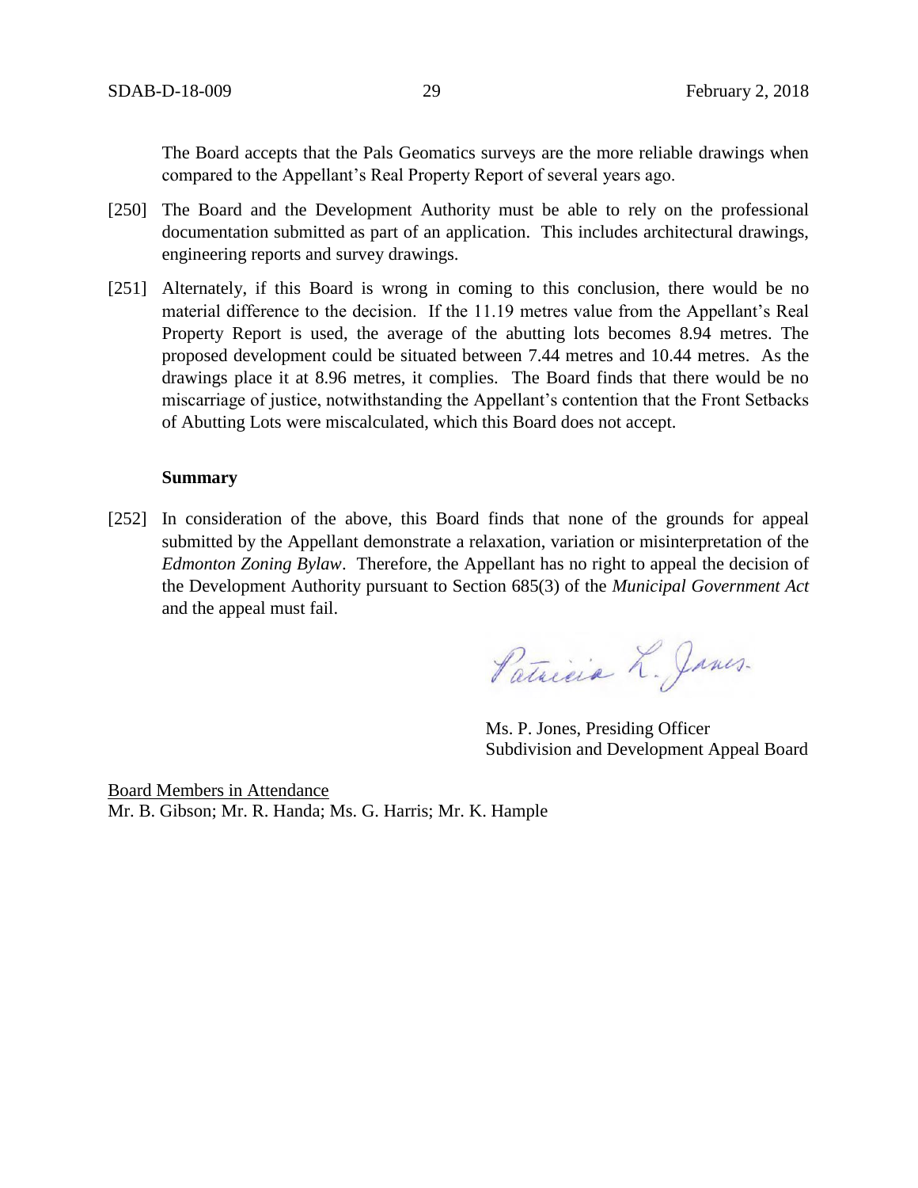The Board accepts that the Pals Geomatics surveys are the more reliable drawings when compared to the Appellant's Real Property Report of several years ago.

[250] The Board and the Development Authority must be able to rely on the professional documentation submitted as part of an application. This includes architectural drawings, engineering reports and survey drawings.

[251] Alternately, if this Board is wrong in coming to this conclusion, there would be no material difference to the decision. If the 11.19 metres value from the Appellant's Real Property Report is used, the average of the abutting lots becomes 8.94 metres. The proposed development could be situated between 7.44 metres and 10.44 metres. As the drawings place it at 8.96 metres, it complies. The Board finds that there would be no miscarriage of justice, notwithstanding the Appellant's contention that the Front Setbacks of Abutting Lots were miscalculated, which this Board does not accept.

**Summary**

[252] In consideration of the above, this Board finds that none of the grounds for appeal submitted by the Appellant demonstrate a relaxation, variation or misinterpretation of the *Edmonton Zoning Bylaw*. Therefore, the Appellant has no right to appeal the decision of the Development Authority pursuant to Section 685(3) of the *Municipal Government Act* and the appeal must fail.

Ms. P. Jones, Presiding Officer
Subdivision and Development Appeal Board

Board Members in Attendance
Mr. B. Gibson; Mr. R. Handa; Ms. G. Harris; Mr. K. Hample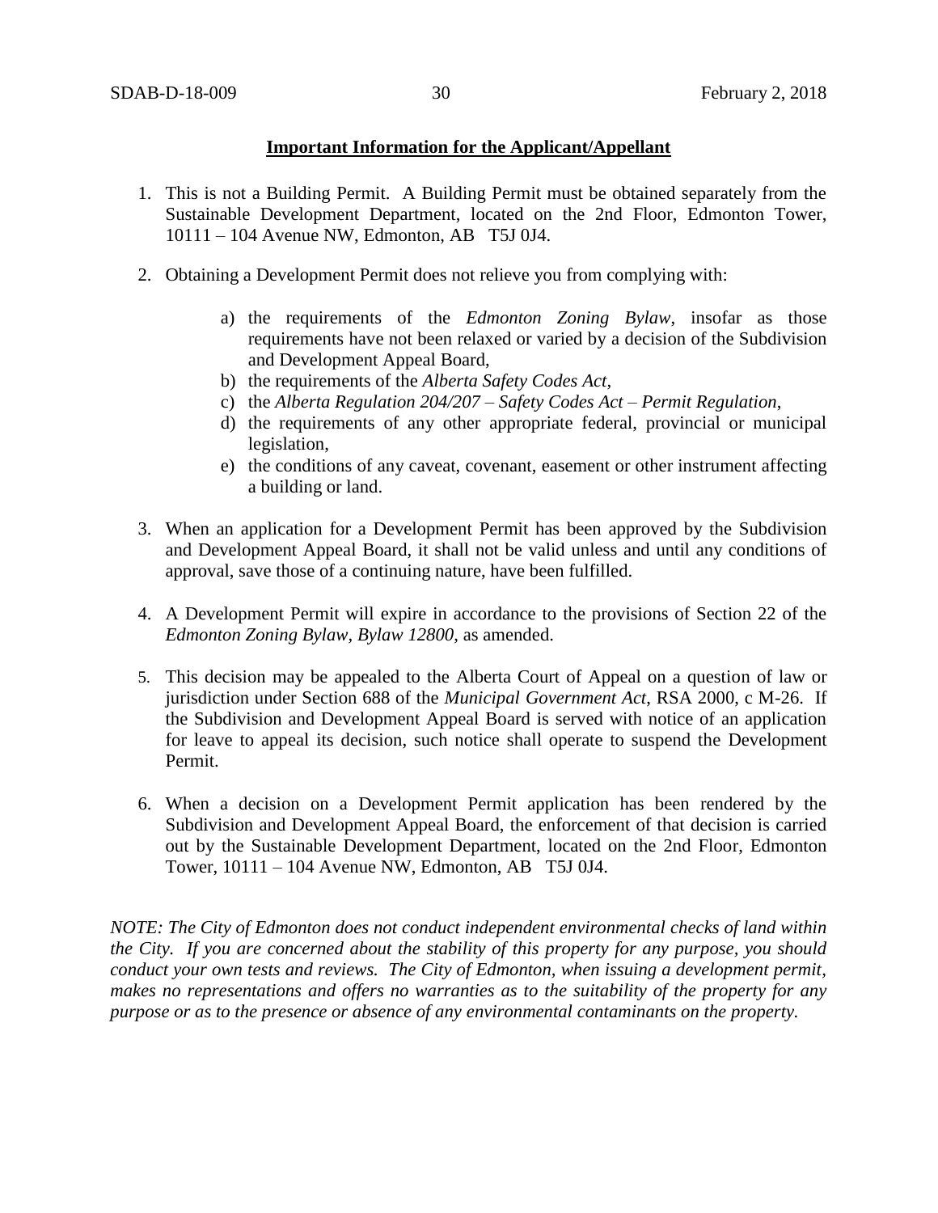**Important Information for the Applicant/Appellant**

1. This is not a Building Permit. A Building Permit must be obtained separately from the Sustainable Development Department, located on the 2nd Floor, Edmonton Tower, 10111 – 104 Avenue NW, Edmonton, AB T5J 0J4.

2. Obtaining a Development Permit does not relieve you from complying with:

   a) the requirements of the *Edmonton Zoning Bylaw*, insofar as those requirements have not been relaxed or varied by a decision of the Subdivision and Development Appeal Board,
   b) the requirements of the *Alberta Safety Codes Act*,
   c) the *Alberta Regulation 204/207 – Safety Codes Act – Permit Regulation*,
   d) the requirements of any other appropriate federal, provincial or municipal legislation,
   e) the conditions of any caveat, covenant, easement or other instrument affecting a building or land.

3. When an application for a Development Permit has been approved by the Subdivision and Development Appeal Board, it shall not be valid unless and until any conditions of approval, save those of a continuing nature, have been fulfilled.

4. A Development Permit will expire in accordance to the provisions of Section 22 of the *Edmonton Zoning Bylaw, Bylaw 12800*, as amended.

5. This decision may be appealed to the Alberta Court of Appeal on a question of law or jurisdiction under Section 688 of the *Municipal Government Act*, RSA 2000, c M-26. If the Subdivision and Development Appeal Board is served with notice of an application for leave to appeal its decision, such notice shall operate to suspend the Development Permit.

6. When a decision on a Development Permit application has been rendered by the Subdivision and Development Appeal Board, the enforcement of that decision is carried out by the Sustainable Development Department, located on the 2nd Floor, Edmonton Tower, 10111 – 104 Avenue NW, Edmonton, AB T5J 0J4.

*NOTE: The City of Edmonton does not conduct independent environmental checks of land within the City. If you are concerned about the stability of this property for any purpose, you should conduct your own tests and reviews. The City of Edmonton, when issuing a development permit, makes no representations and offers no warranties as to the suitability of the property for any purpose or as to the presence or absence of any environmental contaminants on the property.*